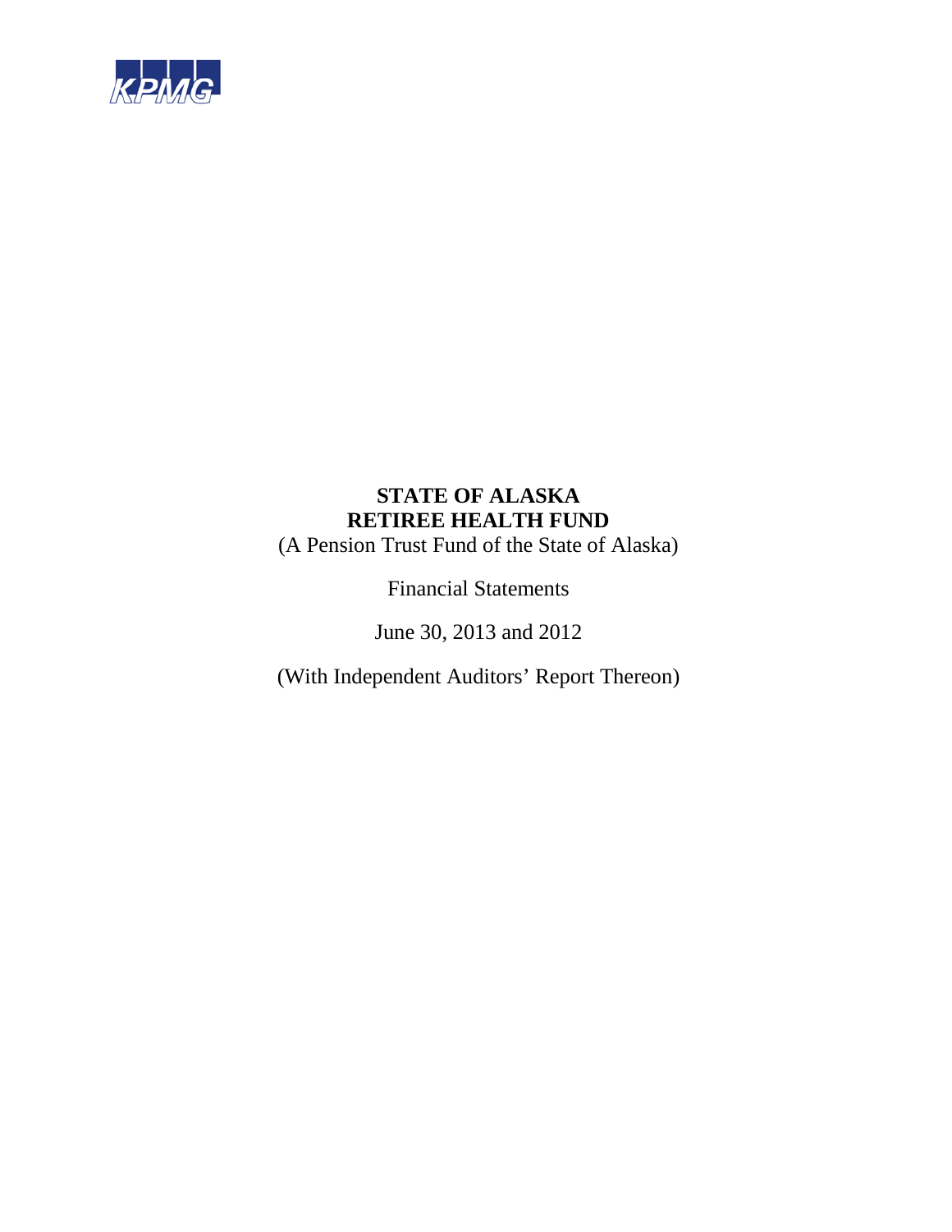KPMG

**STATE OF ALASKA**
**RETIREE HEALTH FUND**

(A Pension Trust Fund of the State of Alaska)

Financial Statements

June 30, 2013 and 2012

(With Independent Auditors' Report Thereon)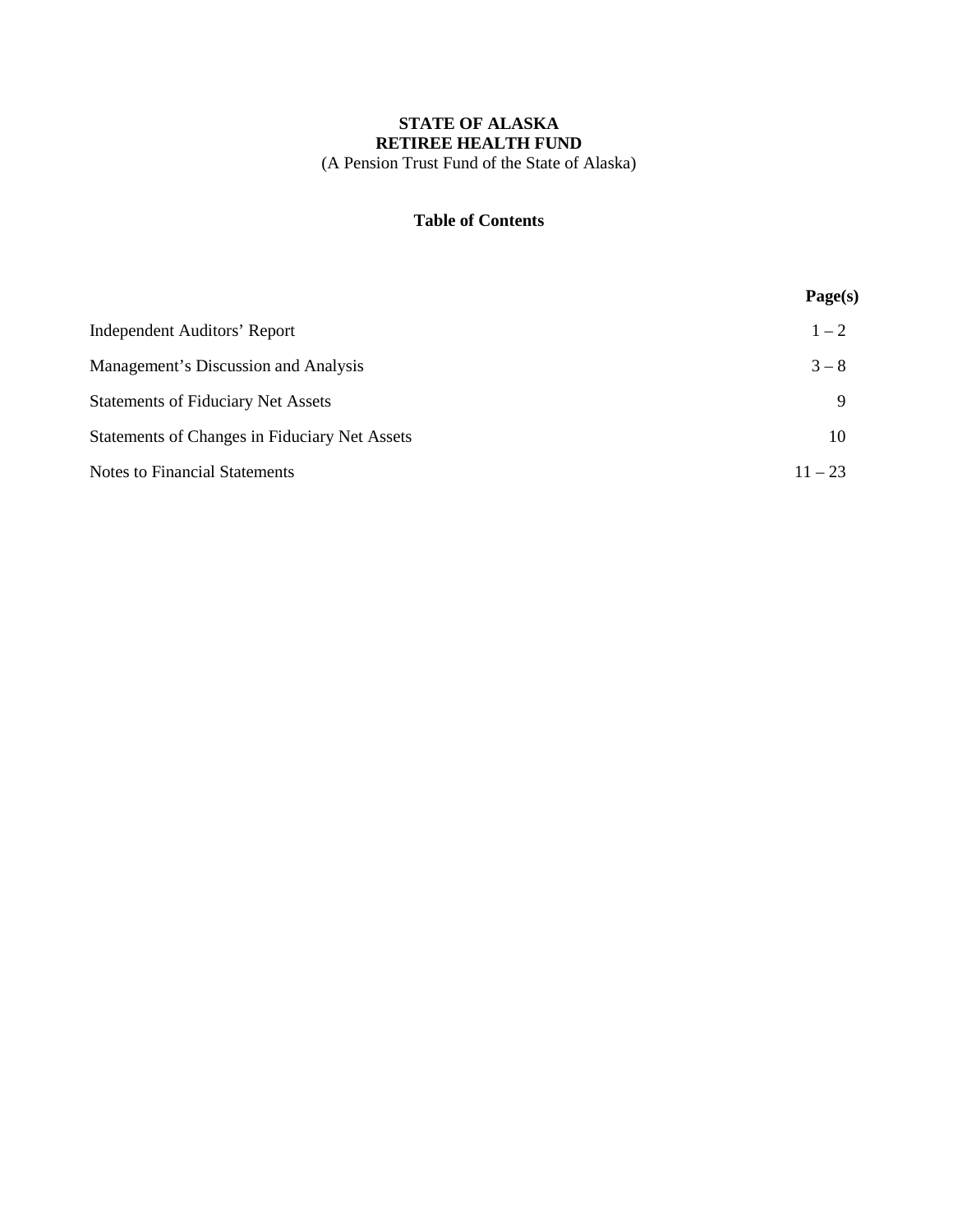**STATE OF ALASKA**
**RETIREE HEALTH FUND**
(A Pension Trust Fund of the State of Alaska)

**Table of Contents**

| | **Page(s)** |
|---|---|
| Independent Auditors' Report | 1 – 2 |
| Management's Discussion and Analysis | 3 – 8 |
| Statements of Fiduciary Net Assets | 9 |
| Statements of Changes in Fiduciary Net Assets | 10 |
| Notes to Financial Statements | 11 – 23 |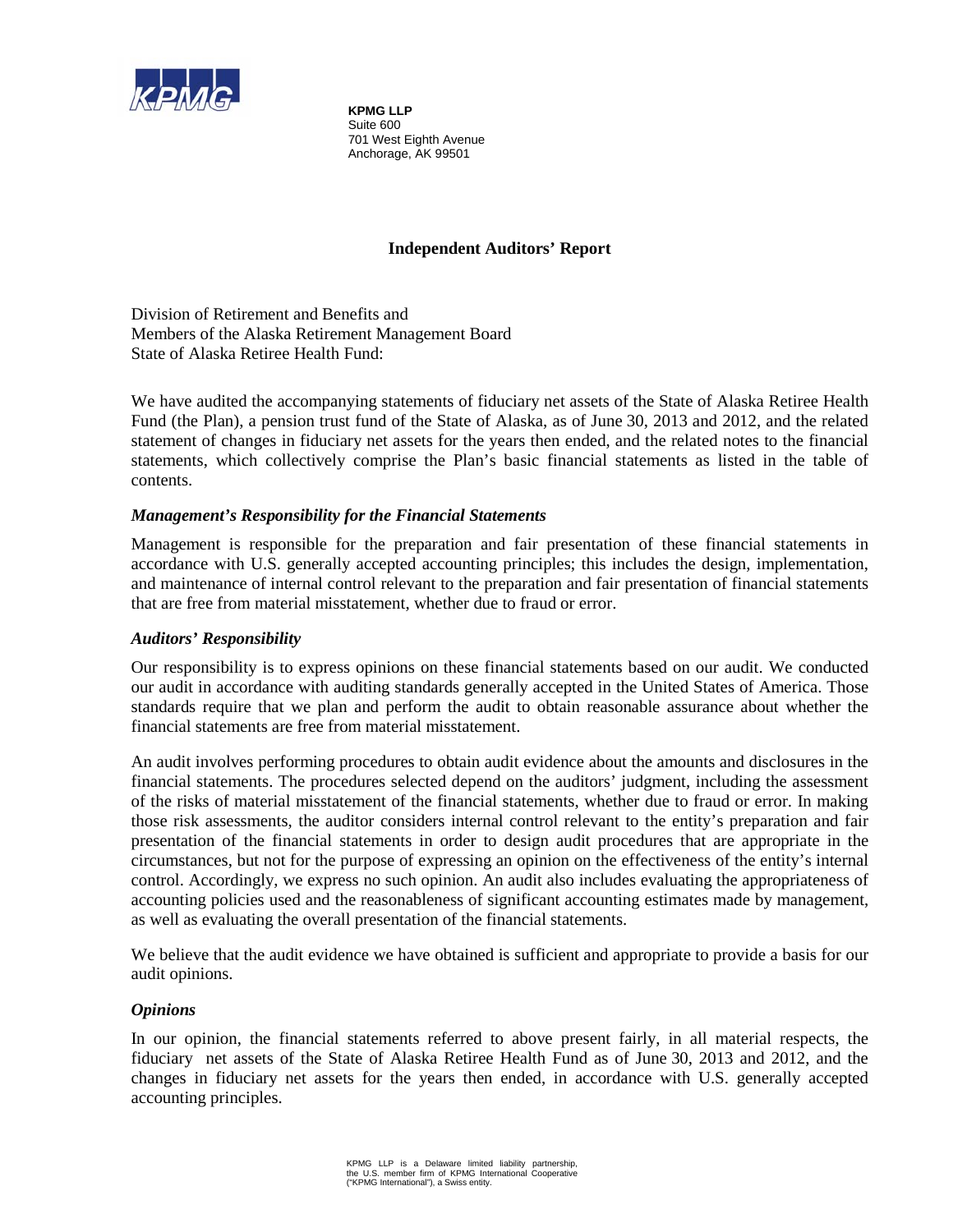**KPMG LLP**
Suite 600
701 West Eighth Avenue
Anchorage, AK 99501

# Independent Auditors' Report

Division of Retirement and Benefits and
Members of the Alaska Retirement Management Board
State of Alaska Retiree Health Fund:

We have audited the accompanying statements of fiduciary net assets of the State of Alaska Retiree Health Fund (the Plan), a pension trust fund of the State of Alaska, as of June 30, 2013 and 2012, and the related statement of changes in fiduciary net assets for the years then ended, and the related notes to the financial statements, which collectively comprise the Plan's basic financial statements as listed in the table of contents.

### *Management's Responsibility for the Financial Statements*

Management is responsible for the preparation and fair presentation of these financial statements in accordance with U.S. generally accepted accounting principles; this includes the design, implementation, and maintenance of internal control relevant to the preparation and fair presentation of financial statements that are free from material misstatement, whether due to fraud or error.

### *Auditors' Responsibility*

Our responsibility is to express opinions on these financial statements based on our audit. We conducted our audit in accordance with auditing standards generally accepted in the United States of America. Those standards require that we plan and perform the audit to obtain reasonable assurance about whether the financial statements are free from material misstatement.

An audit involves performing procedures to obtain audit evidence about the amounts and disclosures in the financial statements. The procedures selected depend on the auditors' judgment, including the assessment of the risks of material misstatement of the financial statements, whether due to fraud or error. In making those risk assessments, the auditor considers internal control relevant to the entity's preparation and fair presentation of the financial statements in order to design audit procedures that are appropriate in the circumstances, but not for the purpose of expressing an opinion on the effectiveness of the entity's internal control. Accordingly, we express no such opinion. An audit also includes evaluating the appropriateness of accounting policies used and the reasonableness of significant accounting estimates made by management, as well as evaluating the overall presentation of the financial statements.

We believe that the audit evidence we have obtained is sufficient and appropriate to provide a basis for our audit opinions.

### *Opinions*

In our opinion, the financial statements referred to above present fairly, in all material respects, the fiduciary net assets of the State of Alaska Retiree Health Fund as of June 30, 2013 and 2012, and the changes in fiduciary net assets for the years then ended, in accordance with U.S. generally accepted accounting principles.

KPMG LLP is a Delaware limited liability partnership, the U.S. member firm of KPMG International Cooperative ("KPMG International"), a Swiss entity.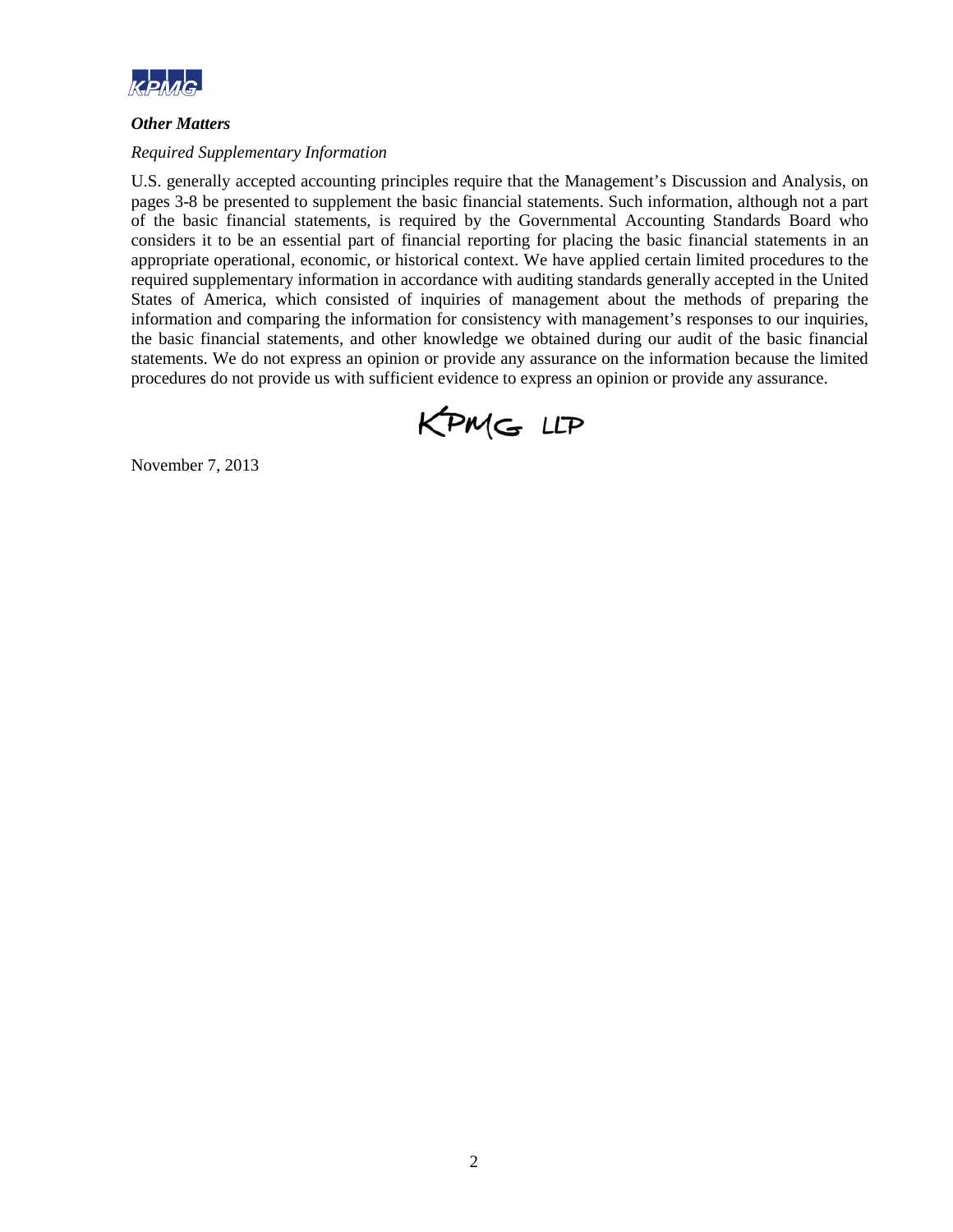***Other Matters***

*Required Supplementary Information*

U.S. generally accepted accounting principles require that the Management's Discussion and Analysis, on pages 3-8 be presented to supplement the basic financial statements. Such information, although not a part of the basic financial statements, is required by the Governmental Accounting Standards Board who considers it to be an essential part of financial reporting for placing the basic financial statements in an appropriate operational, economic, or historical context. We have applied certain limited procedures to the required supplementary information in accordance with auditing standards generally accepted in the United States of America, which consisted of inquiries of management about the methods of preparing the information and comparing the information for consistency with management's responses to our inquiries, the basic financial statements, and other knowledge we obtained during our audit of the basic financial statements. We do not express an opinion or provide any assurance on the information because the limited procedures do not provide us with sufficient evidence to express an opinion or provide any assurance.

KPMG LLP

November 7, 2013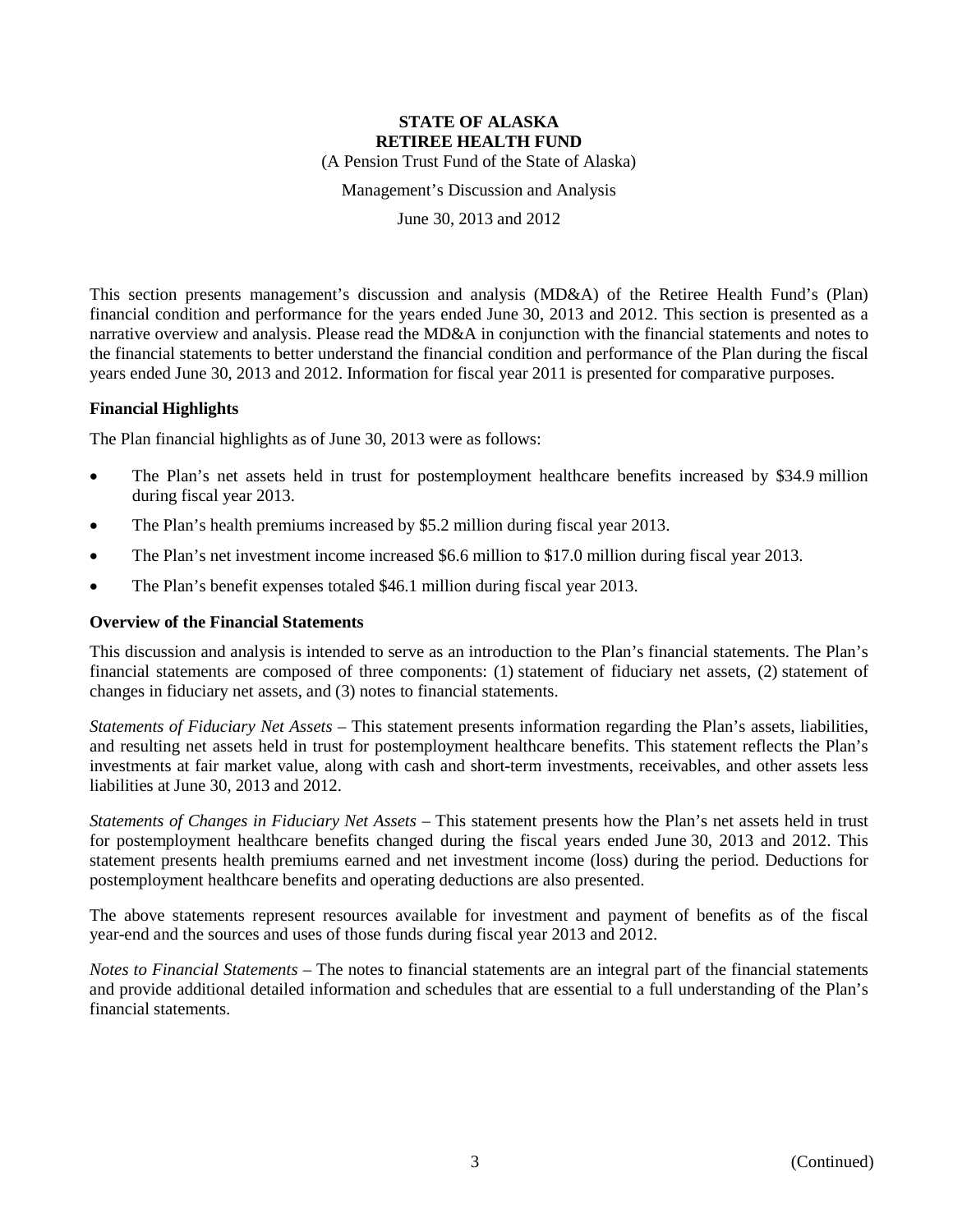**STATE OF ALASKA**
**RETIREE HEALTH FUND**
(A Pension Trust Fund of the State of Alaska)

Management's Discussion and Analysis

June 30, 2013 and 2012

This section presents management's discussion and analysis (MD&A) of the Retiree Health Fund's (Plan) financial condition and performance for the years ended June 30, 2013 and 2012. This section is presented as a narrative overview and analysis. Please read the MD&A in conjunction with the financial statements and notes to the financial statements to better understand the financial condition and performance of the Plan during the fiscal years ended June 30, 2013 and 2012. Information for fiscal year 2011 is presented for comparative purposes.

### Financial Highlights

The Plan financial highlights as of June 30, 2013 were as follows:

- The Plan's net assets held in trust for postemployment healthcare benefits increased by $34.9 million during fiscal year 2013.
- The Plan's health premiums increased by $5.2 million during fiscal year 2013.
- The Plan's net investment income increased $6.6 million to $17.0 million during fiscal year 2013.
- The Plan's benefit expenses totaled $46.1 million during fiscal year 2013.

### Overview of the Financial Statements

This discussion and analysis is intended to serve as an introduction to the Plan's financial statements. The Plan's financial statements are composed of three components: (1) statement of fiduciary net assets, (2) statement of changes in fiduciary net assets, and (3) notes to financial statements.

*Statements of Fiduciary Net Assets* – This statement presents information regarding the Plan's assets, liabilities, and resulting net assets held in trust for postemployment healthcare benefits. This statement reflects the Plan's investments at fair market value, along with cash and short-term investments, receivables, and other assets less liabilities at June 30, 2013 and 2012.

*Statements of Changes in Fiduciary Net Assets* – This statement presents how the Plan's net assets held in trust for postemployment healthcare benefits changed during the fiscal years ended June 30, 2013 and 2012. This statement presents health premiums earned and net investment income (loss) during the period. Deductions for postemployment healthcare benefits and operating deductions are also presented.

The above statements represent resources available for investment and payment of benefits as of the fiscal year-end and the sources and uses of those funds during fiscal year 2013 and 2012.

*Notes to Financial Statements* – The notes to financial statements are an integral part of the financial statements and provide additional detailed information and schedules that are essential to a full understanding of the Plan's financial statements.

(Continued)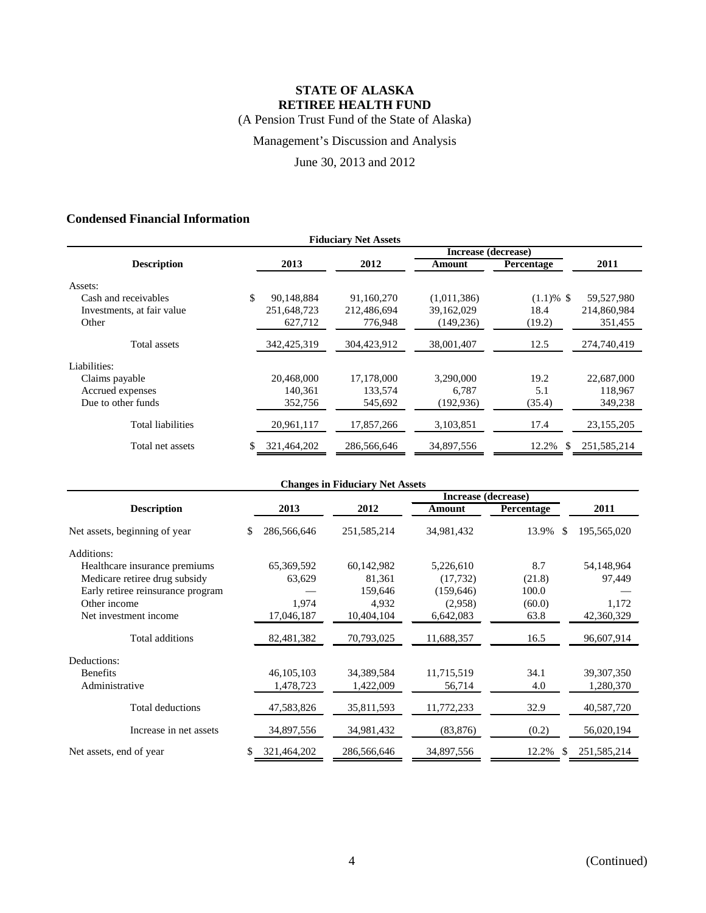# STATE OF ALASKA
# RETIREE HEALTH FUND

(A Pension Trust Fund of the State of Alaska)

Management's Discussion and Analysis

June 30, 2013 and 2012

## Condensed Financial Information

**Fiduciary Net Assets**

| Description | 2013 | 2012 | Increase (decrease) Amount | Increase (decrease) Percentage | 2011 |
|---|---|---|---|---|---|
| Assets: | | | | | |
| Cash and receivables | $ 90,148,884 | 91,160,270 | (1,011,386) | (1.1)% | $ 59,527,980 |
| Investments, at fair value | 251,648,723 | 212,486,694 | 39,162,029 | 18.4 | 214,860,984 |
| Other | 627,712 | 776,948 | (149,236) | (19.2) | 351,455 |
| Total assets | 342,425,319 | 304,423,912 | 38,001,407 | 12.5 | 274,740,419 |
| Liabilities: | | | | | |
| Claims payable | 20,468,000 | 17,178,000 | 3,290,000 | 19.2 | 22,687,000 |
| Accrued expenses | 140,361 | 133,574 | 6,787 | 5.1 | 118,967 |
| Due to other funds | 352,756 | 545,692 | (192,936) | (35.4) | 349,238 |
| Total liabilities | 20,961,117 | 17,857,266 | 3,103,851 | 17.4 | 23,155,205 |
| Total net assets | $ 321,464,202 | 286,566,646 | 34,897,556 | 12.2% | $ 251,585,214 |

**Changes in Fiduciary Net Assets**

| Description | 2013 | 2012 | Increase (decrease) Amount | Increase (decrease) Percentage | 2011 |
|---|---|---|---|---|---|
| Net assets, beginning of year | $ 286,566,646 | 251,585,214 | 34,981,432 | 13.9% | $ 195,565,020 |
| Additions: | | | | | |
| Healthcare insurance premiums | 65,369,592 | 60,142,982 | 5,226,610 | 8.7 | 54,148,964 |
| Medicare retiree drug subsidy | 63,629 | 81,361 | (17,732) | (21.8) | 97,449 |
| Early retiree reinsurance program | — | 159,646 | (159,646) | 100.0 | — |
| Other income | 1,974 | 4,932 | (2,958) | (60.0) | 1,172 |
| Net investment income | 17,046,187 | 10,404,104 | 6,642,083 | 63.8 | 42,360,329 |
| Total additions | 82,481,382 | 70,793,025 | 11,688,357 | 16.5 | 96,607,914 |
| Deductions: | | | | | |
| Benefits | 46,105,103 | 34,389,584 | 11,715,519 | 34.1 | 39,307,350 |
| Administrative | 1,478,723 | 1,422,009 | 56,714 | 4.0 | 1,280,370 |
| Total deductions | 47,583,826 | 35,811,593 | 11,772,233 | 32.9 | 40,587,720 |
| Increase in net assets | 34,897,556 | 34,981,432 | (83,876) | (0.2) | 56,020,194 |
| Net assets, end of year | $ 321,464,202 | 286,566,646 | 34,897,556 | 12.2% | $ 251,585,214 |

(Continued)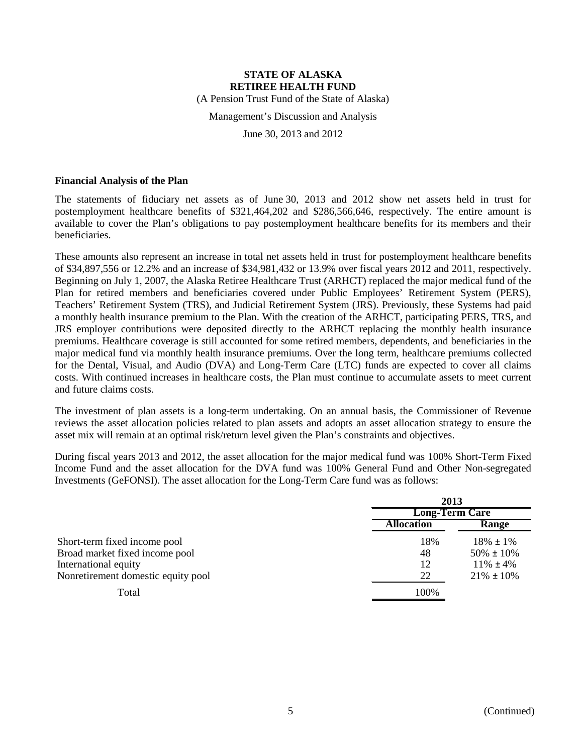# STATE OF ALASKA
## RETIREE HEALTH FUND

(A Pension Trust Fund of the State of Alaska)

Management's Discussion and Analysis

June 30, 2013 and 2012

### Financial Analysis of the Plan

The statements of fiduciary net assets as of June 30, 2013 and 2012 show net assets held in trust for postemployment healthcare benefits of $321,464,202 and $286,566,646, respectively. The entire amount is available to cover the Plan's obligations to pay postemployment healthcare benefits for its members and their beneficiaries.

These amounts also represent an increase in total net assets held in trust for postemployment healthcare benefits of $34,897,556 or 12.2% and an increase of $34,981,432 or 13.9% over fiscal years 2012 and 2011, respectively. Beginning on July 1, 2007, the Alaska Retiree Healthcare Trust (ARHCT) replaced the major medical fund of the Plan for retired members and beneficiaries covered under Public Employees' Retirement System (PERS), Teachers' Retirement System (TRS), and Judicial Retirement System (JRS). Previously, these Systems had paid a monthly health insurance premium to the Plan. With the creation of the ARHCT, participating PERS, TRS, and JRS employer contributions were deposited directly to the ARHCT replacing the monthly health insurance premiums. Healthcare coverage is still accounted for some retired members, dependents, and beneficiaries in the major medical fund via monthly health insurance premiums. Over the long term, healthcare premiums collected for the Dental, Visual, and Audio (DVA) and Long-Term Care (LTC) funds are expected to cover all claims costs. With continued increases in healthcare costs, the Plan must continue to accumulate assets to meet current and future claims costs.

The investment of plan assets is a long-term undertaking. On an annual basis, the Commissioner of Revenue reviews the asset allocation policies related to plan assets and adopts an asset allocation strategy to ensure the asset mix will remain at an optimal risk/return level given the Plan's constraints and objectives.

During fiscal years 2013 and 2012, the asset allocation for the major medical fund was 100% Short-Term Fixed Income Fund and the asset allocation for the DVA fund was 100% General Fund and Other Non-segregated Investments (GeFONSI). The asset allocation for the Long-Term Care fund was as follows:

| | 2013 | |
|---|---|---|
| | Long-Term Care | |
| | Allocation | Range |
| Short-term fixed income pool | 18% | 18% ± 1% |
| Broad market fixed income pool | 48 | 50% ± 10% |
| International equity | 12 | 11% ± 4% |
| Nonretirement domestic equity pool | 22 | 21% ± 10% |
| Total | 100% | |

(Continued)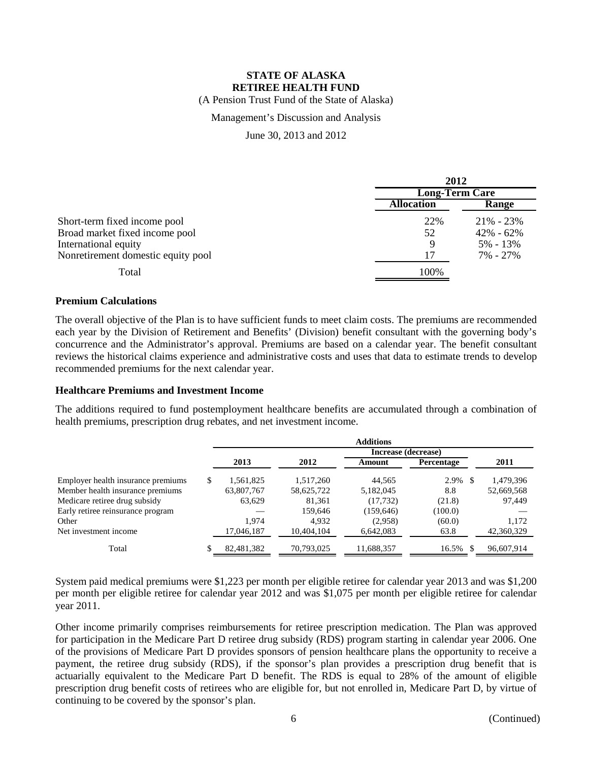**STATE OF ALASKA**
**RETIREE HEALTH FUND**

(A Pension Trust Fund of the State of Alaska)

Management's Discussion and Analysis

June 30, 2013 and 2012

| | 2012 | |
|---|---|---|
| | **Long-Term Care** | |
| | **Allocation** | **Range** |
| Short-term fixed income pool | 22% | 21% - 23% |
| Broad market fixed income pool | 52 | 42% - 62% |
| International equity | 9 | 5% - 13% |
| Nonretirement domestic equity pool | 17 | 7% - 27% |
| Total | 100% | |

**Premium Calculations**

The overall objective of the Plan is to have sufficient funds to meet claim costs. The premiums are recommended each year by the Division of Retirement and Benefits' (Division) benefit consultant with the governing body's concurrence and the Administrator's approval. Premiums are based on a calendar year. The benefit consultant reviews the historical claims experience and administrative costs and uses that data to estimate trends to develop recommended premiums for the next calendar year.

**Healthcare Premiums and Investment Income**

The additions required to fund postemployment healthcare benefits are accumulated through a combination of health premiums, prescription drug rebates, and net investment income.

| | Additions | | | | |
|---|---|---|---|---|---|
| | | | Increase (decrease) | | |
| | 2013 | 2012 | Amount | Percentage | 2011 |
| Employer health insurance premiums | $ 1,561,825 | 1,517,260 | 44,565 | 2.9% | $ 1,479,396 |
| Member health insurance premiums | 63,807,767 | 58,625,722 | 5,182,045 | 8.8 | 52,669,568 |
| Medicare retiree drug subsidy | 63,629 | 81,361 | (17,732) | (21.8) | 97,449 |
| Early retiree reinsurance program | — | 159,646 | (159,646) | (100.0) | — |
| Other | 1,974 | 4,932 | (2,958) | (60.0) | 1,172 |
| Net investment income | 17,046,187 | 10,404,104 | 6,642,083 | 63.8 | 42,360,329 |
| Total | $ 82,481,382 | 70,793,025 | 11,688,357 | 16.5% | $ 96,607,914 |

System paid medical premiums were $1,223 per month per eligible retiree for calendar year 2013 and was $1,200 per month per eligible retiree for calendar year 2012 and was $1,075 per month per eligible retiree for calendar year 2011.

Other income primarily comprises reimbursements for retiree prescription medication. The Plan was approved for participation in the Medicare Part D retiree drug subsidy (RDS) program starting in calendar year 2006. One of the provisions of Medicare Part D provides sponsors of pension healthcare plans the opportunity to receive a payment, the retiree drug subsidy (RDS), if the sponsor's plan provides a prescription drug benefit that is actuarially equivalent to the Medicare Part D benefit. The RDS is equal to 28% of the amount of eligible prescription drug benefit costs of retirees who are eligible for, but not enrolled in, Medicare Part D, by virtue of continuing to be covered by the sponsor's plan.

(Continued)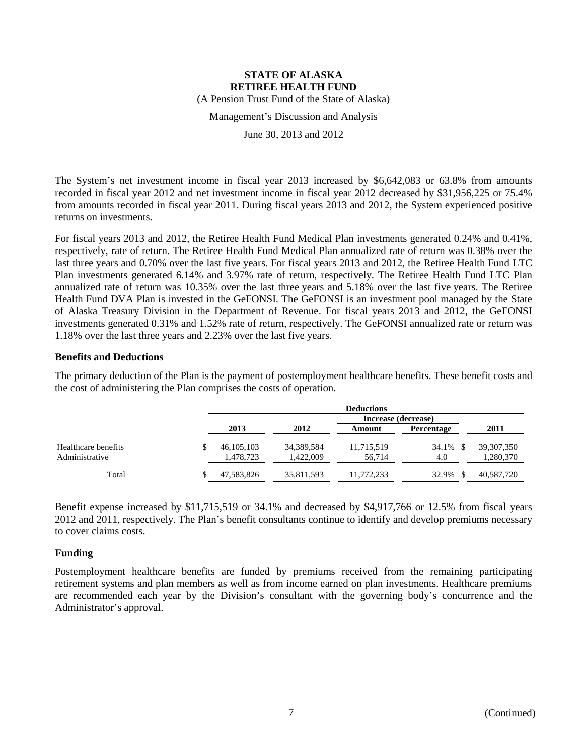**STATE OF ALASKA**
**RETIREE HEALTH FUND**
(A Pension Trust Fund of the State of Alaska)

Management's Discussion and Analysis

June 30, 2013 and 2012

The System's net investment income in fiscal year 2013 increased by $6,642,083 or 63.8% from amounts recorded in fiscal year 2012 and net investment income in fiscal year 2012 decreased by $31,956,225 or 75.4% from amounts recorded in fiscal year 2011. During fiscal years 2013 and 2012, the System experienced positive returns on investments.

For fiscal years 2013 and 2012, the Retiree Health Fund Medical Plan investments generated 0.24% and 0.41%, respectively, rate of return. The Retiree Health Fund Medical Plan annualized rate of return was 0.38% over the last three years and 0.70% over the last five years. For fiscal years 2013 and 2012, the Retiree Health Fund LTC Plan investments generated 6.14% and 3.97% rate of return, respectively. The Retiree Health Fund LTC Plan annualized rate of return was 10.35% over the last three years and 5.18% over the last five years. The Retiree Health Fund DVA Plan is invested in the GeFONSI. The GeFONSI is an investment pool managed by the State of Alaska Treasury Division in the Department of Revenue. For fiscal years 2013 and 2012, the GeFONSI investments generated 0.31% and 1.52% rate of return, respectively. The GeFONSI annualized rate or return was 1.18% over the last three years and 2.23% over the last five years.

### Benefits and Deductions

The primary deduction of the Plan is the payment of postemployment healthcare benefits. These benefit costs and the cost of administering the Plan comprises the costs of operation.

| | Deductions | | | | |
|---|---|---|---|---|---|
| | | | Increase (decrease) | | |
| | 2013 | 2012 | Amount | Percentage | 2011 |
| Healthcare benefits | $ 46,105,103 | 34,389,584 | 11,715,519 | 34.1% | $ 39,307,350 |
| Administrative | 1,478,723 | 1,422,009 | 56,714 | 4.0 | 1,280,370 |
| Total | $ 47,583,826 | 35,811,593 | 11,772,233 | 32.9% | $ 40,587,720 |

Benefit expense increased by $11,715,519 or 34.1% and decreased by $4,917,766 or 12.5% from fiscal years 2012 and 2011, respectively. The Plan's benefit consultants continue to identify and develop premiums necessary to cover claims costs.

### Funding

Postemployment healthcare benefits are funded by premiums received from the remaining participating retirement systems and plan members as well as from income earned on plan investments. Healthcare premiums are recommended each year by the Division's consultant with the governing body's concurrence and the Administrator's approval.

(Continued)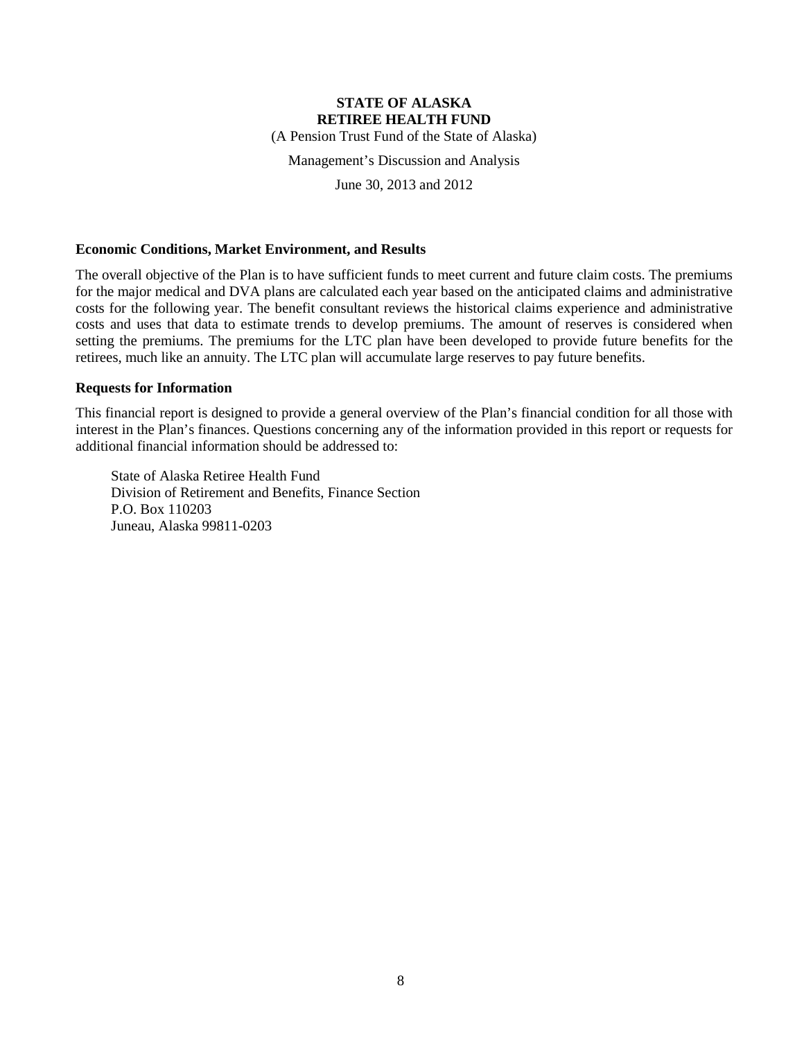**STATE OF ALASKA**
**RETIREE HEALTH FUND**

(A Pension Trust Fund of the State of Alaska)

Management's Discussion and Analysis

June 30, 2013 and 2012

### Economic Conditions, Market Environment, and Results

The overall objective of the Plan is to have sufficient funds to meet current and future claim costs. The premiums for the major medical and DVA plans are calculated each year based on the anticipated claims and administrative costs for the following year. The benefit consultant reviews the historical claims experience and administrative costs and uses that data to estimate trends to develop premiums. The amount of reserves is considered when setting the premiums. The premiums for the LTC plan have been developed to provide future benefits for the retirees, much like an annuity. The LTC plan will accumulate large reserves to pay future benefits.

### Requests for Information

This financial report is designed to provide a general overview of the Plan's financial condition for all those with interest in the Plan's finances. Questions concerning any of the information provided in this report or requests for additional financial information should be addressed to:

State of Alaska Retiree Health Fund
Division of Retirement and Benefits, Finance Section
P.O. Box 110203
Juneau, Alaska 99811-0203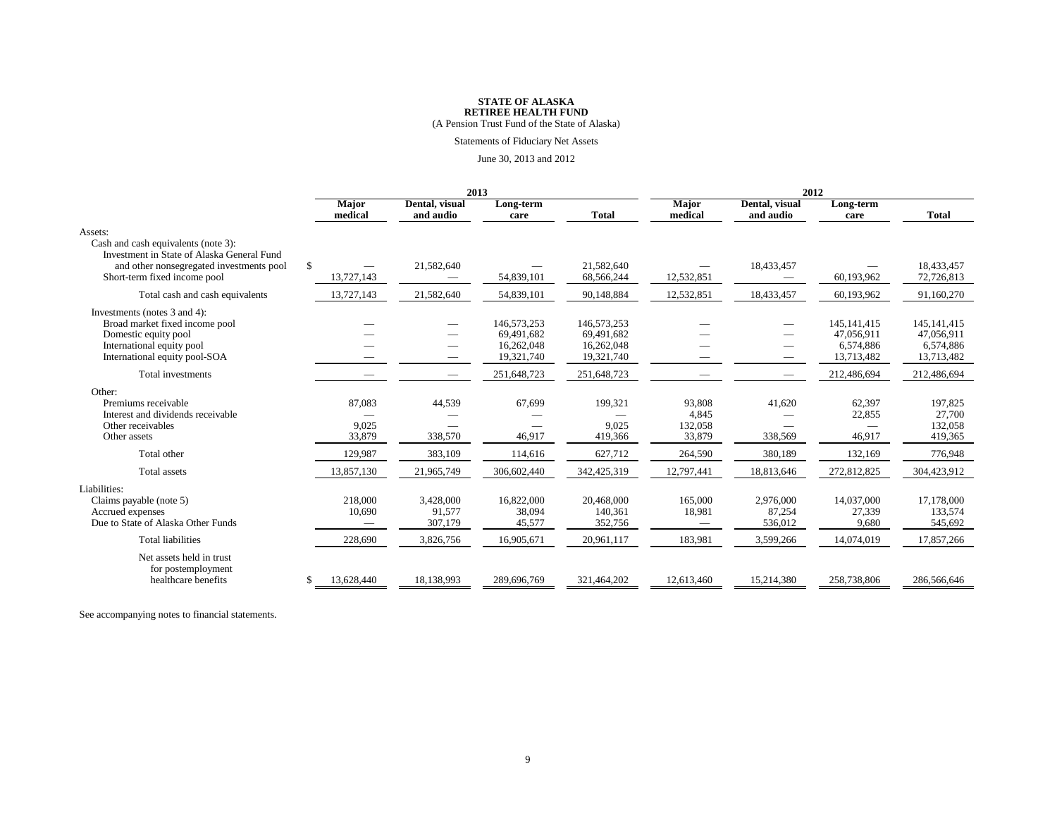**STATE OF ALASKA**
**RETIREE HEALTH FUND**
(A Pension Trust Fund of the State of Alaska)

Statements of Fiduciary Net Assets

June 30, 2013 and 2012

| | 2013 | | | | 2012 | | | |
|---|---|---|---|---|---|---|---|---|
| | Major medical | Dental, visual and audio | Long-term care | Total | Major medical | Dental, visual and audio | Long-term care | Total |
| Assets: | | | | | | | | |
| Cash and cash equivalents (note 3): | | | | | | | | |
| Investment in State of Alaska General Fund and other nonsegregated investments pool | $ — | 21,582,640 | — | 21,582,640 | — | 18,433,457 | — | 18,433,457 |
| Short-term fixed income pool | 13,727,143 | — | 54,839,101 | 68,566,244 | 12,532,851 | — | 60,193,962 | 72,726,813 |
| Total cash and cash equivalents | 13,727,143 | 21,582,640 | 54,839,101 | 90,148,884 | 12,532,851 | 18,433,457 | 60,193,962 | 91,160,270 |
| Investments (notes 3 and 4): | | | | | | | | |
| Broad market fixed income pool | — | — | 146,573,253 | 146,573,253 | — | — | 145,141,415 | 145,141,415 |
| Domestic equity pool | — | — | 69,491,682 | 69,491,682 | — | — | 47,056,911 | 47,056,911 |
| International equity pool | — | — | 16,262,048 | 16,262,048 | — | — | 6,574,886 | 6,574,886 |
| International equity pool-SOA | — | — | 19,321,740 | 19,321,740 | — | — | 13,713,482 | 13,713,482 |
| Total investments | — | — | 251,648,723 | 251,648,723 | — | — | 212,486,694 | 212,486,694 |
| Other: | | | | | | | | |
| Premiums receivable | 87,083 | 44,539 | 67,699 | 199,321 | 93,808 | 41,620 | 62,397 | 197,825 |
| Interest and dividends receivable | — | — | — | — | 4,845 | — | 22,855 | 27,700 |
| Other receivables | 9,025 | — | — | 9,025 | 132,058 | — | — | 132,058 |
| Other assets | 33,879 | 338,570 | 46,917 | 419,366 | 33,879 | 338,569 | 46,917 | 419,365 |
| Total other | 129,987 | 383,109 | 114,616 | 627,712 | 264,590 | 380,189 | 132,169 | 776,948 |
| Total assets | 13,857,130 | 21,965,749 | 306,602,440 | 342,425,319 | 12,797,441 | 18,813,646 | 272,812,825 | 304,423,912 |
| Liabilities: | | | | | | | | |
| Claims payable (note 5) | 218,000 | 3,428,000 | 16,822,000 | 20,468,000 | 165,000 | 2,976,000 | 14,037,000 | 17,178,000 |
| Accrued expenses | 10,690 | 91,577 | 38,094 | 140,361 | 18,981 | 87,254 | 27,339 | 133,574 |
| Due to State of Alaska Other Funds | — | 307,179 | 45,577 | 352,756 | — | 536,012 | 9,680 | 545,692 |
| Total liabilities | 228,690 | 3,826,756 | 16,905,671 | 20,961,117 | 183,981 | 3,599,266 | 14,074,019 | 17,857,266 |
| Net assets held in trust for postemployment healthcare benefits | $ 13,628,440 | 18,138,993 | 289,696,769 | 321,464,202 | 12,613,460 | 15,214,380 | 258,738,806 | 286,566,646 |

See accompanying notes to financial statements.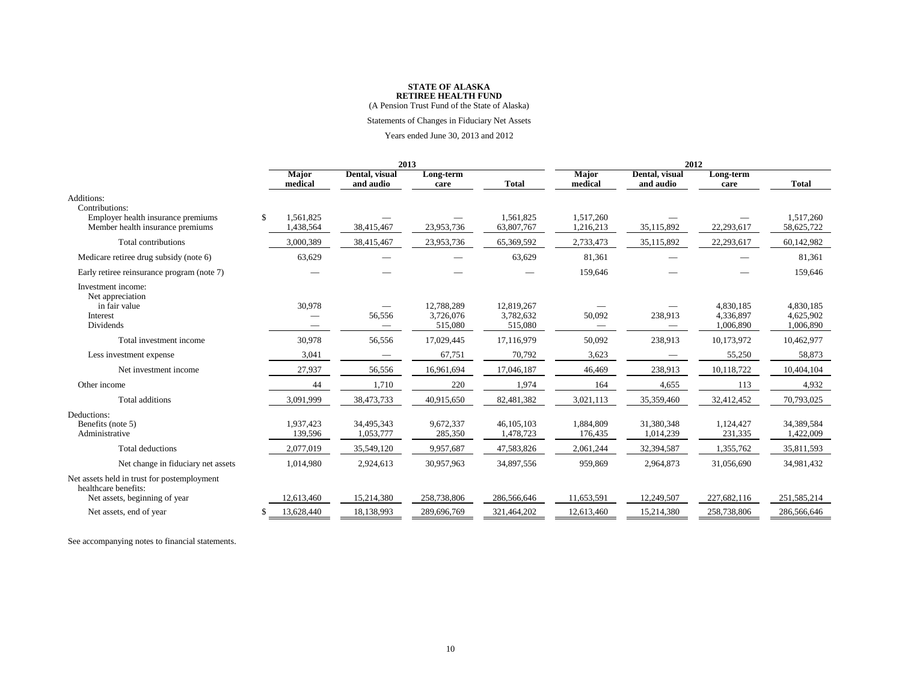**STATE OF ALASKA**
**RETIREE HEALTH FUND**
(A Pension Trust Fund of the State of Alaska)

Statements of Changes in Fiduciary Net Assets

Years ended June 30, 2013 and 2012

| | 2013 | | | | 2012 | | | |
|---|---|---|---|---|---|---|---|---|
| | Major medical | Dental, visual and audio | Long-term care | Total | Major medical | Dental, visual and audio | Long-term care | Total |
| Additions: | | | | | | | | |
| Contributions: | | | | | | | | |
| Employer health insurance premiums | $ 1,561,825 | — | — | 1,561,825 | 1,517,260 | — | — | 1,517,260 |
| Member health insurance premiums | 1,438,564 | 38,415,467 | 23,953,736 | 63,807,767 | 1,216,213 | 35,115,892 | 22,293,617 | 58,625,722 |
| Total contributions | 3,000,389 | 38,415,467 | 23,953,736 | 65,369,592 | 2,733,473 | 35,115,892 | 22,293,617 | 60,142,982 |
| Medicare retiree drug subsidy (note 6) | 63,629 | — | — | 63,629 | 81,361 | — | — | 81,361 |
| Early retiree reinsurance program (note 7) | — | — | — | — | 159,646 | — | — | 159,646 |
| Investment income: | | | | | | | | |
| Net appreciation in fair value | 30,978 | — | 12,788,289 | 12,819,267 | — | — | 4,830,185 | 4,830,185 |
| Interest | — | 56,556 | 3,726,076 | 3,782,632 | 50,092 | 238,913 | 4,336,897 | 4,625,902 |
| Dividends | — | — | 515,080 | 515,080 | — | — | 1,006,890 | 1,006,890 |
| Total investment income | 30,978 | 56,556 | 17,029,445 | 17,116,979 | 50,092 | 238,913 | 10,173,972 | 10,462,977 |
| Less investment expense | 3,041 | — | 67,751 | 70,792 | 3,623 | — | 55,250 | 58,873 |
| Net investment income | 27,937 | 56,556 | 16,961,694 | 17,046,187 | 46,469 | 238,913 | 10,118,722 | 10,404,104 |
| Other income | 44 | 1,710 | 220 | 1,974 | 164 | 4,655 | 113 | 4,932 |
| Total additions | 3,091,999 | 38,473,733 | 40,915,650 | 82,481,382 | 3,021,113 | 35,359,460 | 32,412,452 | 70,793,025 |
| Deductions: | | | | | | | | |
| Benefits (note 5) | 1,937,423 | 34,495,343 | 9,672,337 | 46,105,103 | 1,884,809 | 31,380,348 | 1,124,427 | 34,389,584 |
| Administrative | 139,596 | 1,053,777 | 285,350 | 1,478,723 | 176,435 | 1,014,239 | 231,335 | 1,422,009 |
| Total deductions | 2,077,019 | 35,549,120 | 9,957,687 | 47,583,826 | 2,061,244 | 32,394,587 | 1,355,762 | 35,811,593 |
| Net change in fiduciary net assets | 1,014,980 | 2,924,613 | 30,957,963 | 34,897,556 | 959,869 | 2,964,873 | 31,056,690 | 34,981,432 |
| Net assets held in trust for postemployment healthcare benefits: | | | | | | | | |
| Net assets, beginning of year | 12,613,460 | 15,214,380 | 258,738,806 | 286,566,646 | 11,653,591 | 12,249,507 | 227,682,116 | 251,585,214 |
| Net assets, end of year | $ 13,628,440 | 18,138,993 | 289,696,769 | 321,464,202 | 12,613,460 | 15,214,380 | 258,738,806 | 286,566,646 |

See accompanying notes to financial statements.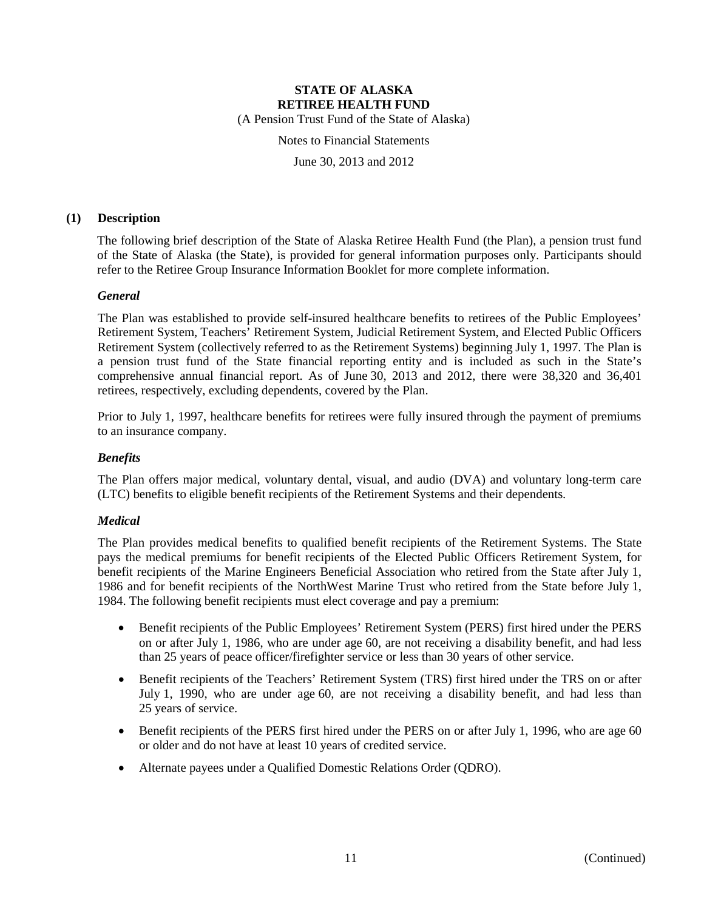# STATE OF ALASKA
# RETIREE HEALTH FUND

(A Pension Trust Fund of the State of Alaska)

Notes to Financial Statements

June 30, 2013 and 2012

## (1) Description

The following brief description of the State of Alaska Retiree Health Fund (the Plan), a pension trust fund of the State of Alaska (the State), is provided for general information purposes only. Participants should refer to the Retiree Group Insurance Information Booklet for more complete information.

### *General*

The Plan was established to provide self-insured healthcare benefits to retirees of the Public Employees' Retirement System, Teachers' Retirement System, Judicial Retirement System, and Elected Public Officers Retirement System (collectively referred to as the Retirement Systems) beginning July 1, 1997. The Plan is a pension trust fund of the State financial reporting entity and is included as such in the State's comprehensive annual financial report. As of June 30, 2013 and 2012, there were 38,320 and 36,401 retirees, respectively, excluding dependents, covered by the Plan.

Prior to July 1, 1997, healthcare benefits for retirees were fully insured through the payment of premiums to an insurance company.

### *Benefits*

The Plan offers major medical, voluntary dental, visual, and audio (DVA) and voluntary long-term care (LTC) benefits to eligible benefit recipients of the Retirement Systems and their dependents.

### *Medical*

The Plan provides medical benefits to qualified benefit recipients of the Retirement Systems. The State pays the medical premiums for benefit recipients of the Elected Public Officers Retirement System, for benefit recipients of the Marine Engineers Beneficial Association who retired from the State after July 1, 1986 and for benefit recipients of the NorthWest Marine Trust who retired from the State before July 1, 1984. The following benefit recipients must elect coverage and pay a premium:

- Benefit recipients of the Public Employees' Retirement System (PERS) first hired under the PERS on or after July 1, 1986, who are under age 60, are not receiving a disability benefit, and had less than 25 years of peace officer/firefighter service or less than 30 years of other service.
- Benefit recipients of the Teachers' Retirement System (TRS) first hired under the TRS on or after July 1, 1990, who are under age 60, are not receiving a disability benefit, and had less than 25 years of service.
- Benefit recipients of the PERS first hired under the PERS on or after July 1, 1996, who are age 60 or older and do not have at least 10 years of credited service.
- Alternate payees under a Qualified Domestic Relations Order (QDRO).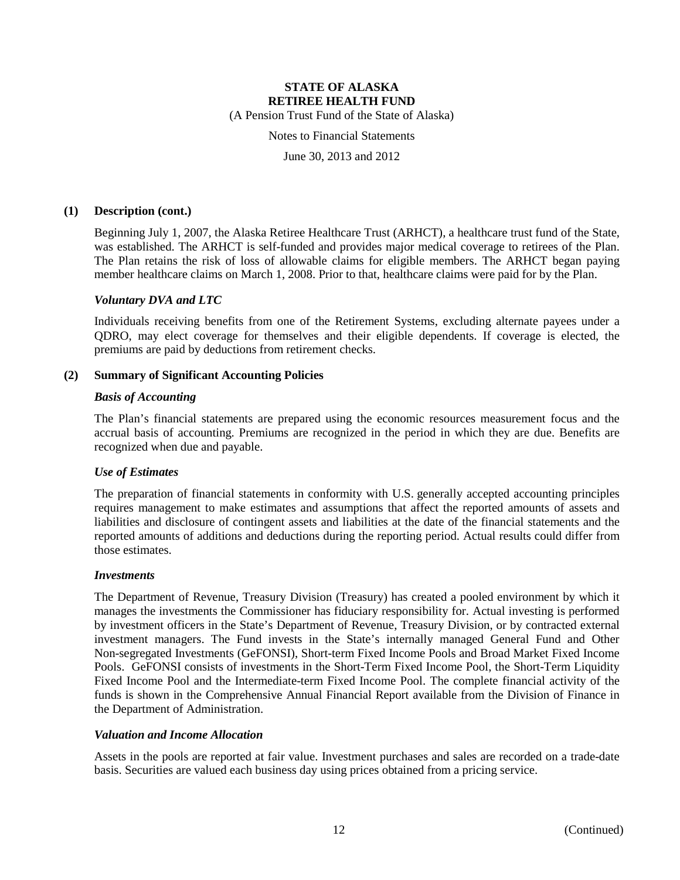## (1) Description (cont.)

Beginning July 1, 2007, the Alaska Retiree Healthcare Trust (ARHCT), a healthcare trust fund of the State, was established. The ARHCT is self-funded and provides major medical coverage to retirees of the Plan. The Plan retains the risk of loss of allowable claims for eligible members. The ARHCT began paying member healthcare claims on March 1, 2008. Prior to that, healthcare claims were paid for by the Plan.

### *Voluntary DVA and LTC*

Individuals receiving benefits from one of the Retirement Systems, excluding alternate payees under a QDRO, may elect coverage for themselves and their eligible dependents. If coverage is elected, the premiums are paid by deductions from retirement checks.

## (2) Summary of Significant Accounting Policies

### *Basis of Accounting*

The Plan's financial statements are prepared using the economic resources measurement focus and the accrual basis of accounting. Premiums are recognized in the period in which they are due. Benefits are recognized when due and payable.

### *Use of Estimates*

The preparation of financial statements in conformity with U.S. generally accepted accounting principles requires management to make estimates and assumptions that affect the reported amounts of assets and liabilities and disclosure of contingent assets and liabilities at the date of the financial statements and the reported amounts of additions and deductions during the reporting period. Actual results could differ from those estimates.

### *Investments*

The Department of Revenue, Treasury Division (Treasury) has created a pooled environment by which it manages the investments the Commissioner has fiduciary responsibility for. Actual investing is performed by investment officers in the State's Department of Revenue, Treasury Division, or by contracted external investment managers. The Fund invests in the State's internally managed General Fund and Other Non-segregated Investments (GeFONSI), Short-term Fixed Income Pools and Broad Market Fixed Income Pools. GeFONSI consists of investments in the Short-Term Fixed Income Pool, the Short-Term Liquidity Fixed Income Pool and the Intermediate-term Fixed Income Pool. The complete financial activity of the funds is shown in the Comprehensive Annual Financial Report available from the Division of Finance in the Department of Administration.

### *Valuation and Income Allocation*

Assets in the pools are reported at fair value. Investment purchases and sales are recorded on a trade-date basis. Securities are valued each business day using prices obtained from a pricing service.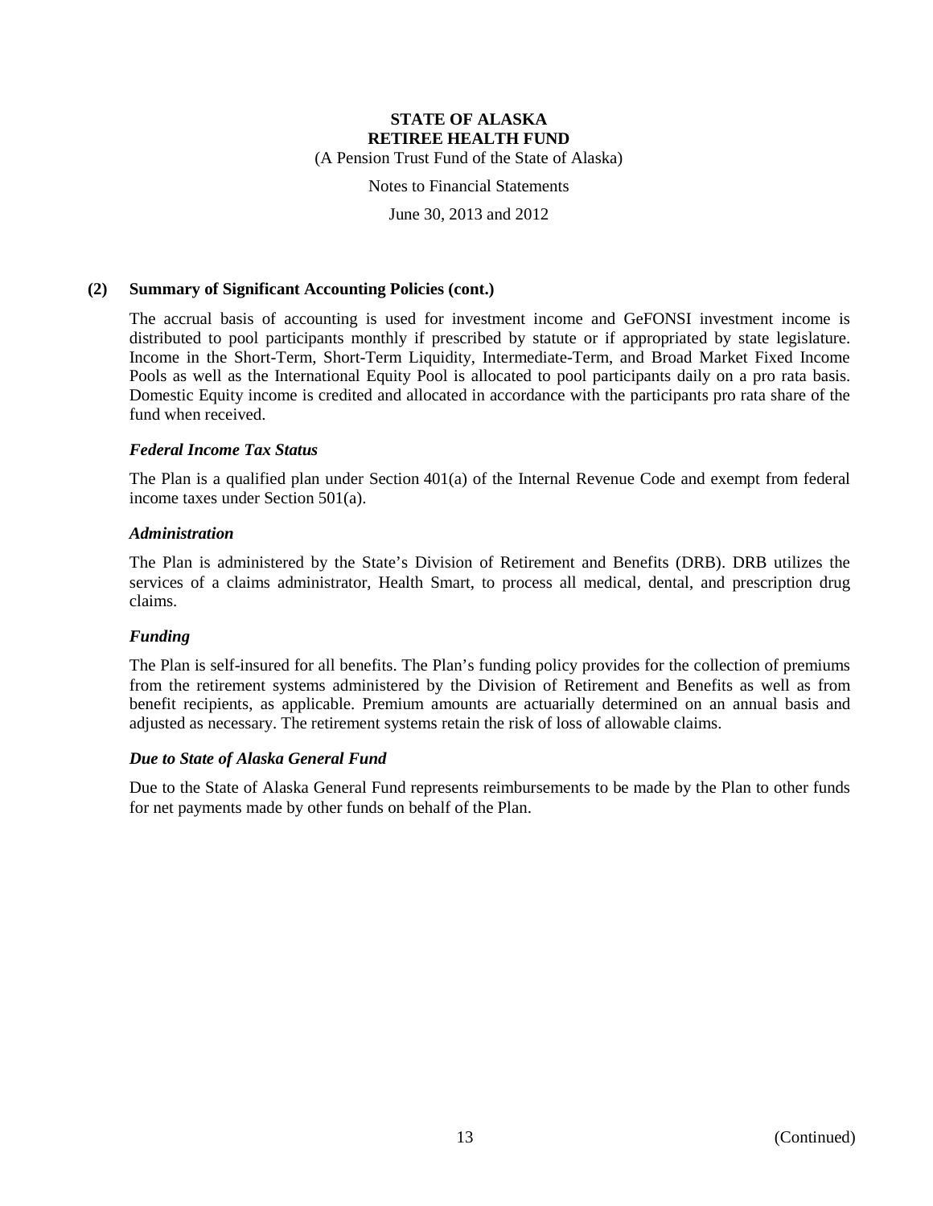## (2) Summary of Significant Accounting Policies (cont.)

The accrual basis of accounting is used for investment income and GeFONSI investment income is distributed to pool participants monthly if prescribed by statute or if appropriated by state legislature. Income in the Short-Term, Short-Term Liquidity, Intermediate-Term, and Broad Market Fixed Income Pools as well as the International Equity Pool is allocated to pool participants daily on a pro rata basis. Domestic Equity income is credited and allocated in accordance with the participants pro rata share of the fund when received.

### *Federal Income Tax Status*

The Plan is a qualified plan under Section 401(a) of the Internal Revenue Code and exempt from federal income taxes under Section 501(a).

### *Administration*

The Plan is administered by the State's Division of Retirement and Benefits (DRB). DRB utilizes the services of a claims administrator, Health Smart, to process all medical, dental, and prescription drug claims.

### *Funding*

The Plan is self-insured for all benefits. The Plan's funding policy provides for the collection of premiums from the retirement systems administered by the Division of Retirement and Benefits as well as from benefit recipients, as applicable. Premium amounts are actuarially determined on an annual basis and adjusted as necessary. The retirement systems retain the risk of loss of allowable claims.

### *Due to State of Alaska General Fund*

Due to the State of Alaska General Fund represents reimbursements to be made by the Plan to other funds for net payments made by other funds on behalf of the Plan.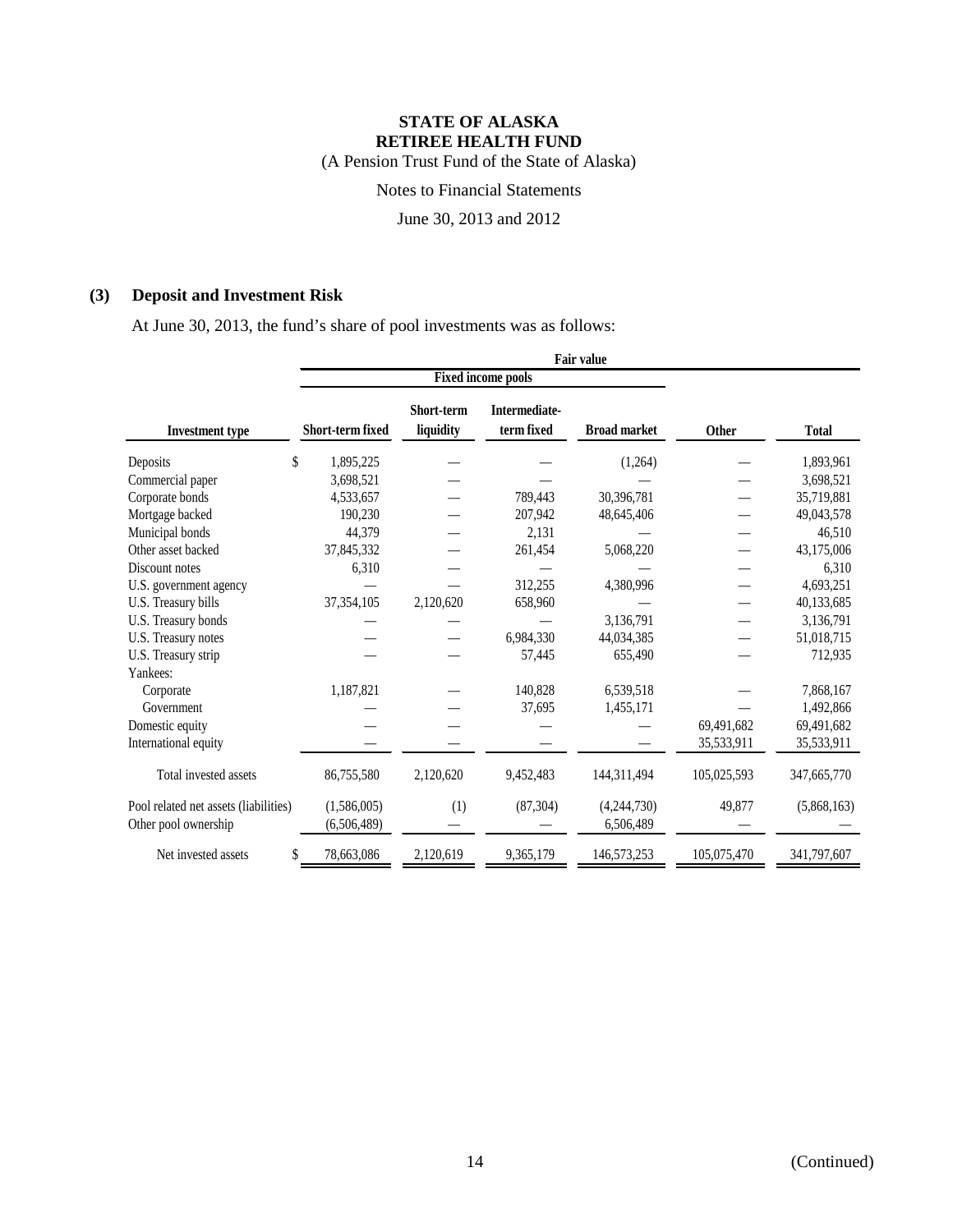# STATE OF ALASKA
# RETIREE HEALTH FUND

(A Pension Trust Fund of the State of Alaska)

Notes to Financial Statements

June 30, 2013 and 2012

## (3) Deposit and Investment Risk

At June 30, 2013, the fund's share of pool investments was as follows:

| | Fair value | | | | | |
|---|---|---|---|---|---|---|
| | Fixed income pools | | | | | |
| Investment type | Short-term fixed | Short-term liquidity | Intermediate-term fixed | Broad market | Other | Total |
| Deposits | $ 1,895,225 | — | — | (1,264) | — | 1,893,961 |
| Commercial paper | 3,698,521 | — | — | — | — | 3,698,521 |
| Corporate bonds | 4,533,657 | — | 789,443 | 30,396,781 | — | 35,719,881 |
| Mortgage backed | 190,230 | — | 207,942 | 48,645,406 | — | 49,043,578 |
| Municipal bonds | 44,379 | — | 2,131 | — | — | 46,510 |
| Other asset backed | 37,845,332 | — | 261,454 | 5,068,220 | — | 43,175,006 |
| Discount notes | 6,310 | — | — | — | — | 6,310 |
| U.S. government agency | — | — | 312,255 | 4,380,996 | — | 4,693,251 |
| U.S. Treasury bills | 37,354,105 | 2,120,620 | 658,960 | — | — | 40,133,685 |
| U.S. Treasury bonds | — | — | — | 3,136,791 | — | 3,136,791 |
| U.S. Treasury notes | — | — | 6,984,330 | 44,034,385 | — | 51,018,715 |
| U.S. Treasury strip | — | — | 57,445 | 655,490 | — | 712,935 |
| Yankees: | | | | | | |
| Corporate | 1,187,821 | — | 140,828 | 6,539,518 | — | 7,868,167 |
| Government | — | — | 37,695 | 1,455,171 | — | 1,492,866 |
| Domestic equity | — | — | — | — | 69,491,682 | 69,491,682 |
| International equity | — | — | — | — | 35,533,911 | 35,533,911 |
| Total invested assets | 86,755,580 | 2,120,620 | 9,452,483 | 144,311,494 | 105,025,593 | 347,665,770 |
| Pool related net assets (liabilities) | (1,586,005) | (1) | (87,304) | (4,244,730) | 49,877 | (5,868,163) |
| Other pool ownership | (6,506,489) | — | — | 6,506,489 | — | — |
| Net invested assets | $ 78,663,086 | 2,120,619 | 9,365,179 | 146,573,253 | 105,075,470 | 341,797,607 |

(Continued)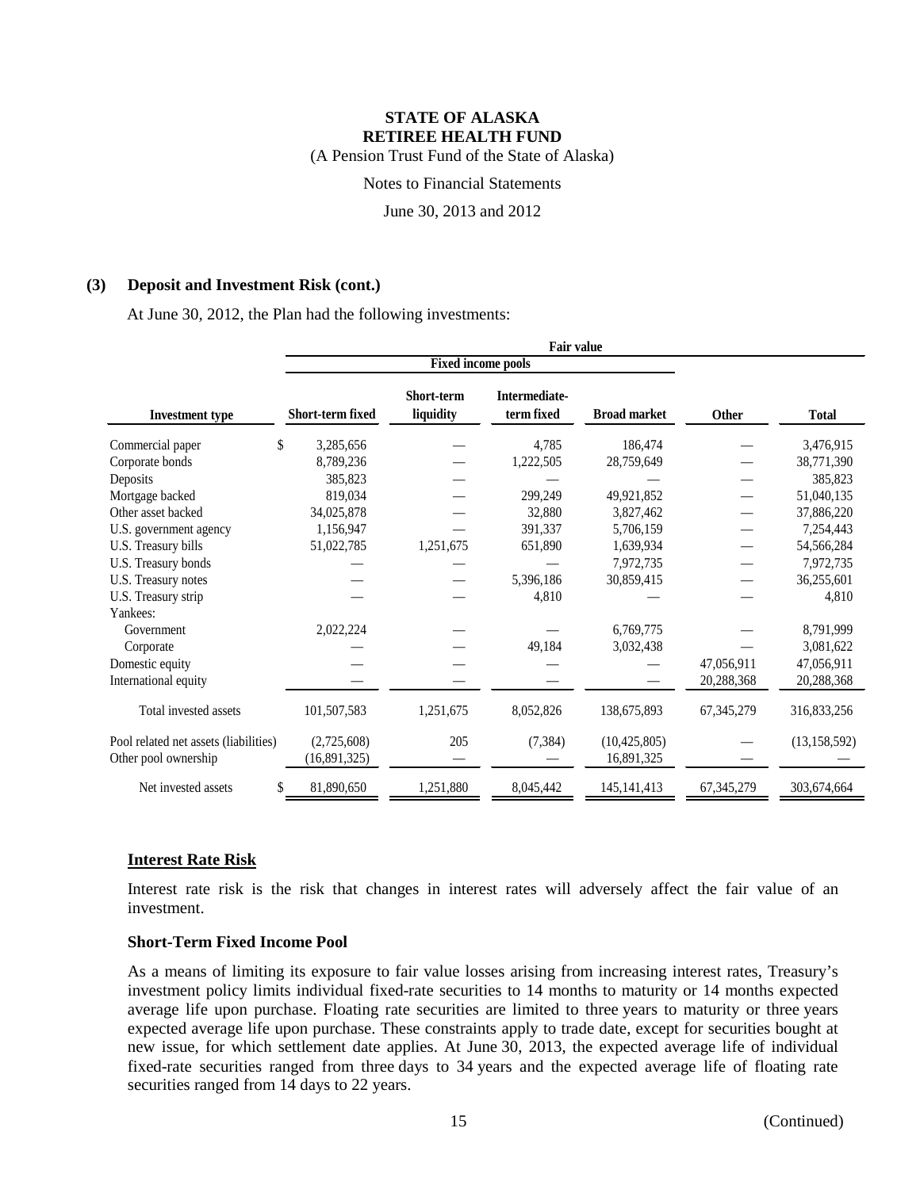**STATE OF ALASKA**
**RETIREE HEALTH FUND**
(A Pension Trust Fund of the State of Alaska)
Notes to Financial Statements
June 30, 2013 and 2012

## (3) Deposit and Investment Risk (cont.)

At June 30, 2012, the Plan had the following investments:

| | Fair value | | | | | |
|---|---|---|---|---|---|---|
| | Fixed income pools | | | | | |
| Investment type | Short-term fixed | Short-term liquidity | Intermediate-term fixed | Broad market | Other | Total |
| Commercial paper | $ 3,285,656 | — | 4,785 | 186,474 | — | 3,476,915 |
| Corporate bonds | 8,789,236 | — | 1,222,505 | 28,759,649 | — | 38,771,390 |
| Deposits | 385,823 | — | — | — | — | 385,823 |
| Mortgage backed | 819,034 | — | 299,249 | 49,921,852 | — | 51,040,135 |
| Other asset backed | 34,025,878 | — | 32,880 | 3,827,462 | — | 37,886,220 |
| U.S. government agency | 1,156,947 | — | 391,337 | 5,706,159 | — | 7,254,443 |
| U.S. Treasury bills | 51,022,785 | 1,251,675 | 651,890 | 1,639,934 | — | 54,566,284 |
| U.S. Treasury bonds | — | — | — | 7,972,735 | — | 7,972,735 |
| U.S. Treasury notes | — | — | 5,396,186 | 30,859,415 | — | 36,255,601 |
| U.S. Treasury strip | — | — | 4,810 | — | — | 4,810 |
| Yankees: | | | | | | |
| Government | 2,022,224 | — | — | 6,769,775 | — | 8,791,999 |
| Corporate | — | — | 49,184 | 3,032,438 | — | 3,081,622 |
| Domestic equity | — | — | — | — | 47,056,911 | 47,056,911 |
| International equity | — | — | — | — | 20,288,368 | 20,288,368 |
| Total invested assets | 101,507,583 | 1,251,675 | 8,052,826 | 138,675,893 | 67,345,279 | 316,833,256 |
| Pool related net assets (liabilities) | (2,725,608) | 205 | (7,384) | (10,425,805) | — | (13,158,592) |
| Other pool ownership | (16,891,325) | — | — | 16,891,325 | — | — |
| Net invested assets | $ 81,890,650 | 1,251,880 | 8,045,442 | 145,141,413 | 67,345,279 | 303,674,664 |

### Interest Rate Risk

Interest rate risk is the risk that changes in interest rates will adversely affect the fair value of an investment.

### Short-Term Fixed Income Pool

As a means of limiting its exposure to fair value losses arising from increasing interest rates, Treasury's investment policy limits individual fixed-rate securities to 14 months to maturity or 14 months expected average life upon purchase. Floating rate securities are limited to three years to maturity or three years expected average life upon purchase. These constraints apply to trade date, except for securities bought at new issue, for which settlement date applies. At June 30, 2013, the expected average life of individual fixed-rate securities ranged from three days to 34 years and the expected average life of floating rate securities ranged from 14 days to 22 years.

(Continued)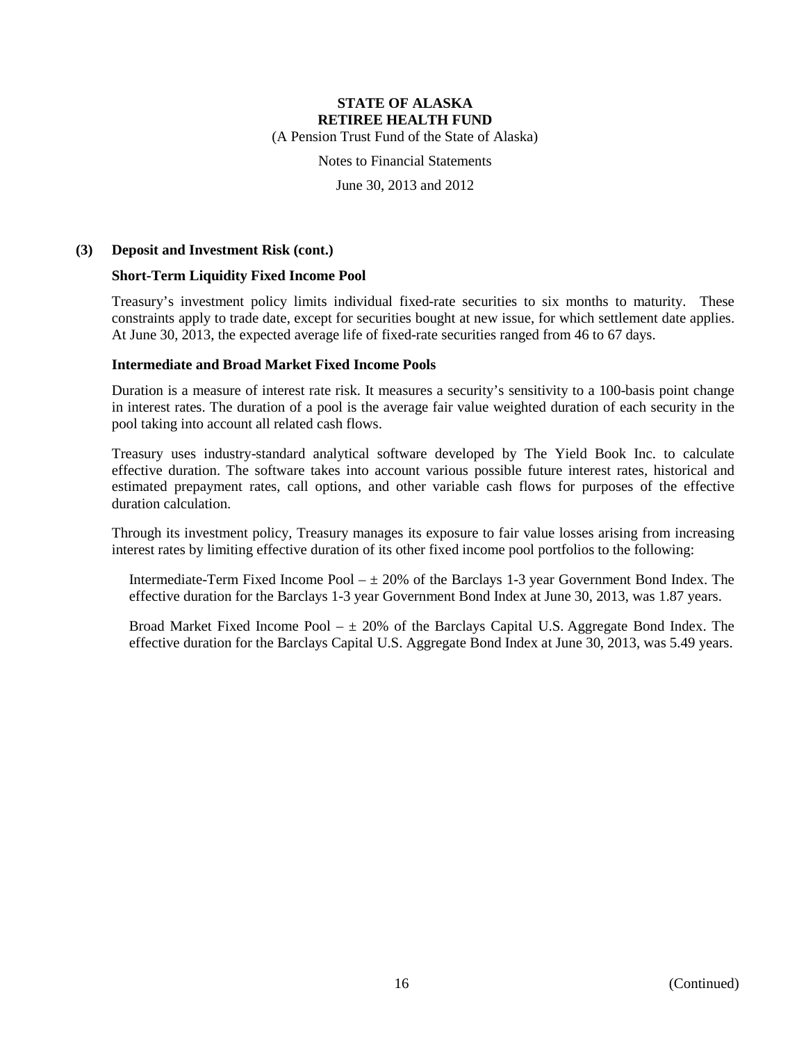# STATE OF ALASKA
# RETIREE HEALTH FUND

(A Pension Trust Fund of the State of Alaska)

Notes to Financial Statements

June 30, 2013 and 2012

## (3) Deposit and Investment Risk (cont.)

### Short-Term Liquidity Fixed Income Pool

Treasury's investment policy limits individual fixed-rate securities to six months to maturity. These constraints apply to trade date, except for securities bought at new issue, for which settlement date applies. At June 30, 2013, the expected average life of fixed-rate securities ranged from 46 to 67 days.

### Intermediate and Broad Market Fixed Income Pools

Duration is a measure of interest rate risk. It measures a security's sensitivity to a 100-basis point change in interest rates. The duration of a pool is the average fair value weighted duration of each security in the pool taking into account all related cash flows.

Treasury uses industry-standard analytical software developed by The Yield Book Inc. to calculate effective duration. The software takes into account various possible future interest rates, historical and estimated prepayment rates, call options, and other variable cash flows for purposes of the effective duration calculation.

Through its investment policy, Treasury manages its exposure to fair value losses arising from increasing interest rates by limiting effective duration of its other fixed income pool portfolios to the following:

Intermediate-Term Fixed Income Pool – ± 20% of the Barclays 1-3 year Government Bond Index. The effective duration for the Barclays 1-3 year Government Bond Index at June 30, 2013, was 1.87 years.

Broad Market Fixed Income Pool – ± 20% of the Barclays Capital U.S. Aggregate Bond Index. The effective duration for the Barclays Capital U.S. Aggregate Bond Index at June 30, 2013, was 5.49 years.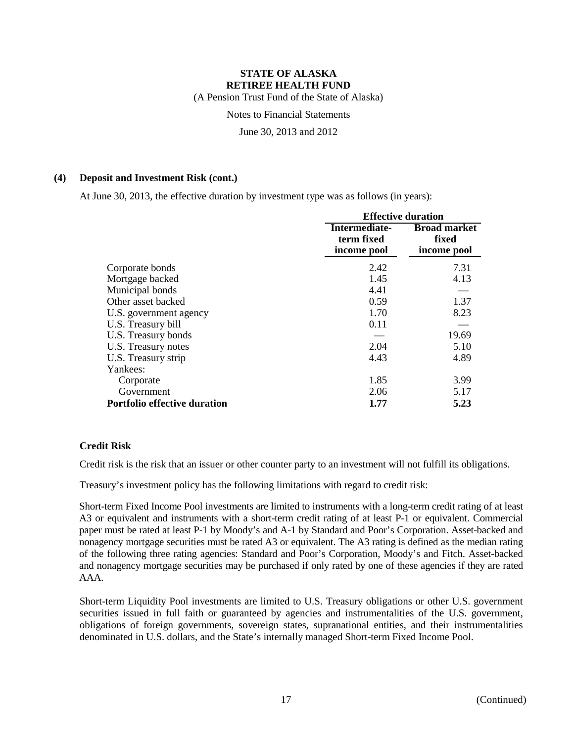### (4) Deposit and Investment Risk (cont.)

At June 30, 2013, the effective duration by investment type was as follows (in years):

| | Effective duration | |
|---|---|---|
| | Intermediate-term fixed income pool | Broad market fixed income pool |
| Corporate bonds | 2.42 | 7.31 |
| Mortgage backed | 1.45 | 4.13 |
| Municipal bonds | 4.41 | — |
| Other asset backed | 0.59 | 1.37 |
| U.S. government agency | 1.70 | 8.23 |
| U.S. Treasury bill | 0.11 | — |
| U.S. Treasury bonds | — | 19.69 |
| U.S. Treasury notes | 2.04 | 5.10 |
| U.S. Treasury strip | 4.43 | 4.89 |
| Yankees: | | |
| Corporate | 1.85 | 3.99 |
| Government | 2.06 | 5.17 |
| **Portfolio effective duration** | **1.77** | **5.23** |

**Credit Risk**

Credit risk is the risk that an issuer or other counter party to an investment will not fulfill its obligations.

Treasury's investment policy has the following limitations with regard to credit risk:

Short-term Fixed Income Pool investments are limited to instruments with a long-term credit rating of at least A3 or equivalent and instruments with a short-term credit rating of at least P-1 or equivalent. Commercial paper must be rated at least P-1 by Moody's and A-1 by Standard and Poor's Corporation. Asset-backed and nonagency mortgage securities must be rated A3 or equivalent. The A3 rating is defined as the median rating of the following three rating agencies: Standard and Poor's Corporation, Moody's and Fitch. Asset-backed and nonagency mortgage securities may be purchased if only rated by one of these agencies if they are rated AAA.

Short-term Liquidity Pool investments are limited to U.S. Treasury obligations or other U.S. government securities issued in full faith or guaranteed by agencies and instrumentalities of the U.S. government, obligations of foreign governments, sovereign states, supranational entities, and their instrumentalities denominated in U.S. dollars, and the State's internally managed Short-term Fixed Income Pool.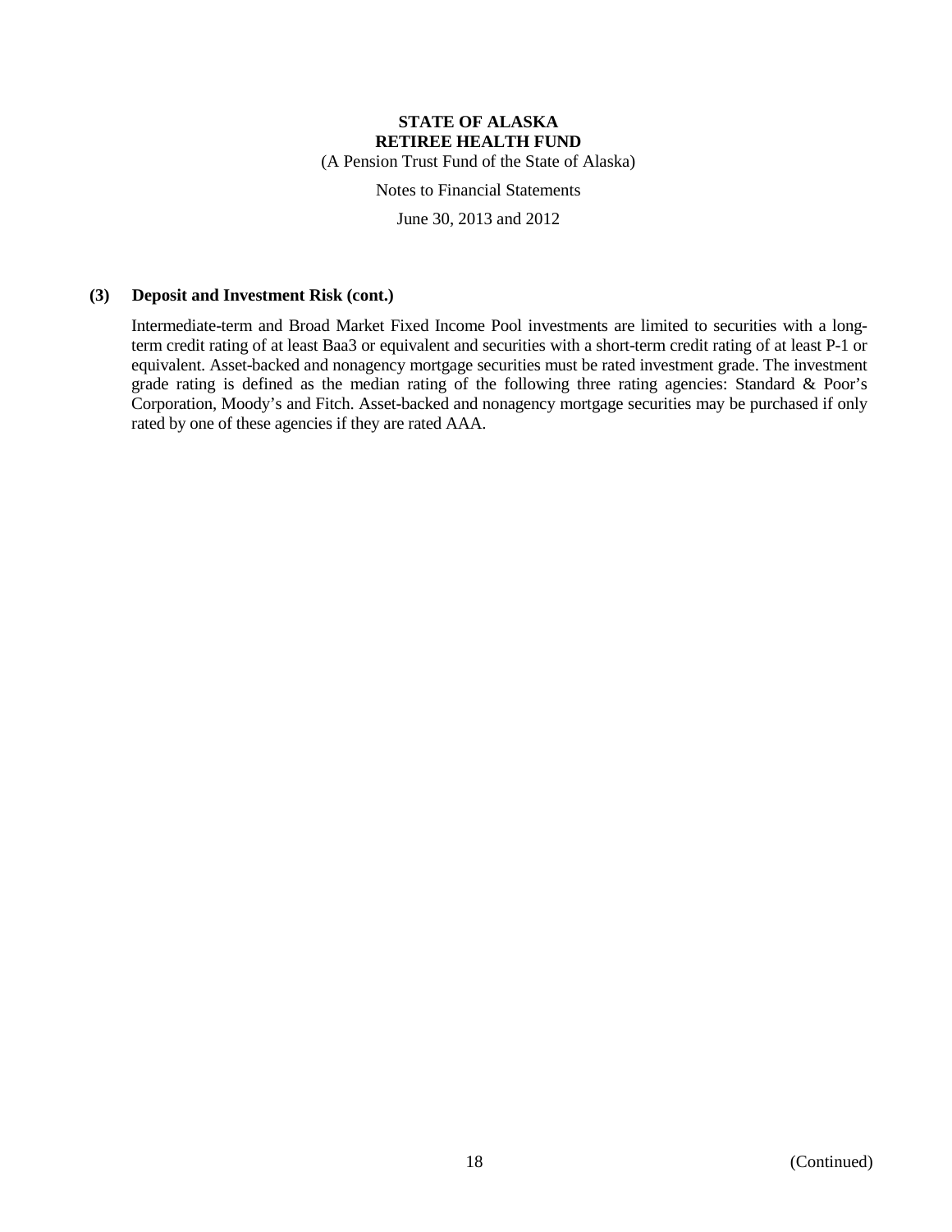### (3) Deposit and Investment Risk (cont.)

Intermediate-term and Broad Market Fixed Income Pool investments are limited to securities with a long-term credit rating of at least Baa3 or equivalent and securities with a short-term credit rating of at least P-1 or equivalent. Asset-backed and nonagency mortgage securities must be rated investment grade. The investment grade rating is defined as the median rating of the following three rating agencies: Standard & Poor's Corporation, Moody's and Fitch. Asset-backed and nonagency mortgage securities may be purchased if only rated by one of these agencies if they are rated AAA.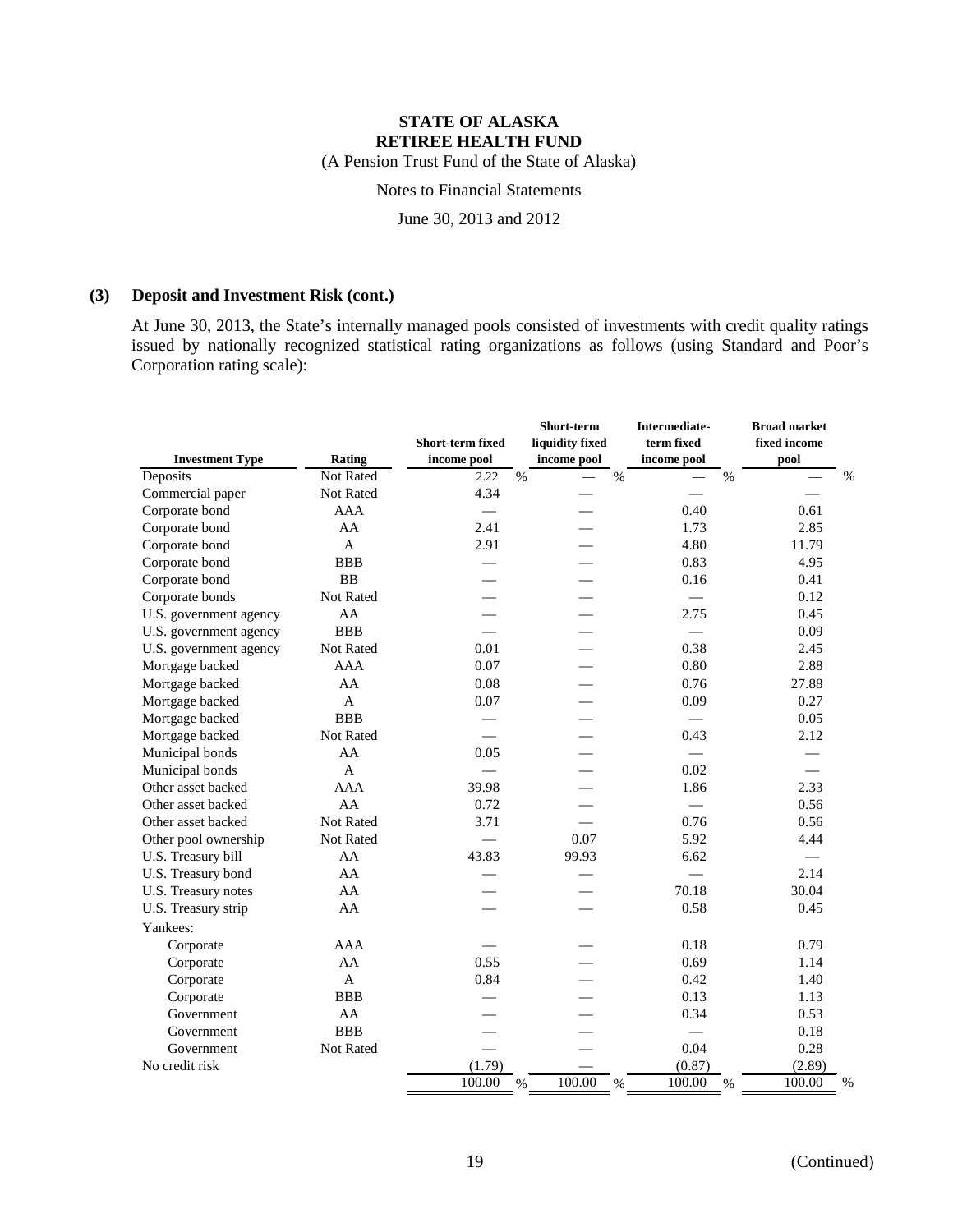**STATE OF ALASKA**
**RETIREE HEALTH FUND**
(A Pension Trust Fund of the State of Alaska)

Notes to Financial Statements

June 30, 2013 and 2012

**(3) Deposit and Investment Risk (cont.)**

At June 30, 2013, the State's internally managed pools consisted of investments with credit quality ratings issued by nationally recognized statistical rating organizations as follows (using Standard and Poor's Corporation rating scale):

| Investment Type | Rating | Short-term fixed income pool | Short-term liquidity fixed income pool | Intermediate-term fixed income pool | Broad market fixed income pool |
|---|---|---|---|---|---|
| Deposits | Not Rated | 2.22 % | — % | — % | — % |
| Commercial paper | Not Rated | 4.34 | — | — | — |
| Corporate bond | AAA | — | — | 0.40 | 0.61 |
| Corporate bond | AA | 2.41 | — | 1.73 | 2.85 |
| Corporate bond | A | 2.91 | — | 4.80 | 11.79 |
| Corporate bond | BBB | — | — | 0.83 | 4.95 |
| Corporate bond | BB | — | — | 0.16 | 0.41 |
| Corporate bonds | Not Rated | — | — | — | 0.12 |
| U.S. government agency | AA | — | — | 2.75 | 0.45 |
| U.S. government agency | BBB | — | — | — | 0.09 |
| U.S. government agency | Not Rated | 0.01 | — | 0.38 | 2.45 |
| Mortgage backed | AAA | 0.07 | — | 0.80 | 2.88 |
| Mortgage backed | AA | 0.08 | — | 0.76 | 27.88 |
| Mortgage backed | A | 0.07 | — | 0.09 | 0.27 |
| Mortgage backed | BBB | — | — | — | 0.05 |
| Mortgage backed | Not Rated | — | — | 0.43 | 2.12 |
| Municipal bonds | AA | 0.05 | — | — | — |
| Municipal bonds | A | — | — | 0.02 | — |
| Other asset backed | AAA | 39.98 | — | 1.86 | 2.33 |
| Other asset backed | AA | 0.72 | — | — | 0.56 |
| Other asset backed | Not Rated | 3.71 | — | 0.76 | 0.56 |
| Other pool ownership | Not Rated | — | 0.07 | 5.92 | 4.44 |
| U.S. Treasury bill | AA | 43.83 | 99.93 | 6.62 | — |
| U.S. Treasury bond | AA | — | — | — | 2.14 |
| U.S. Treasury notes | AA | — | — | 70.18 | 30.04 |
| U.S. Treasury strip | AA | — | — | 0.58 | 0.45 |
| Yankees: | | | | | |
| Corporate | AAA | — | — | 0.18 | 0.79 |
| Corporate | AA | 0.55 | — | 0.69 | 1.14 |
| Corporate | A | 0.84 | — | 0.42 | 1.40 |
| Corporate | BBB | — | — | 0.13 | 1.13 |
| Government | AA | — | — | 0.34 | 0.53 |
| Government | BBB | — | — | — | 0.18 |
| Government | Not Rated | — | — | 0.04 | 0.28 |
| No credit risk | | (1.79) | — | (0.87) | (2.89) |
| | | 100.00 % | 100.00 % | 100.00 % | 100.00 % |

(Continued)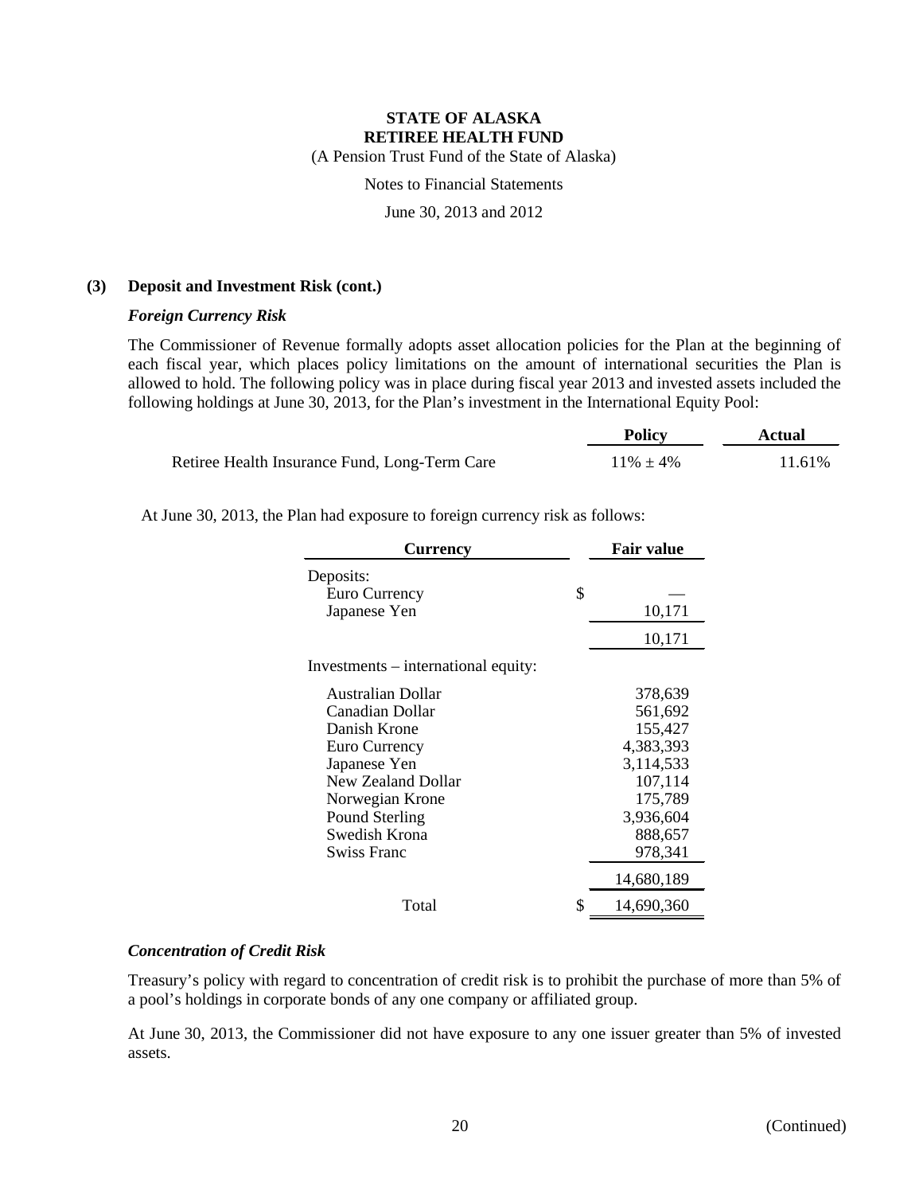# STATE OF ALASKA
# RETIREE HEALTH FUND

(A Pension Trust Fund of the State of Alaska)

Notes to Financial Statements

June 30, 2013 and 2012

## (3) Deposit and Investment Risk (cont.)

### *Foreign Currency Risk*

The Commissioner of Revenue formally adopts asset allocation policies for the Plan at the beginning of each fiscal year, which places policy limitations on the amount of international securities the Plan is allowed to hold. The following policy was in place during fiscal year 2013 and invested assets included the following holdings at June 30, 2013, for the Plan's investment in the International Equity Pool:

| | Policy | Actual |
|---|---|---|
| Retiree Health Insurance Fund, Long-Term Care | 11% ± 4% | 11.61% |

At June 30, 2013, the Plan had exposure to foreign currency risk as follows:

| Currency | Fair value |
|---|---|
| Deposits: | |
| Euro Currency | $ — |
| Japanese Yen | 10,171 |
| | 10,171 |
| Investments – international equity: | |
| Australian Dollar | 378,639 |
| Canadian Dollar | 561,692 |
| Danish Krone | 155,427 |
| Euro Currency | 4,383,393 |
| Japanese Yen | 3,114,533 |
| New Zealand Dollar | 107,114 |
| Norwegian Krone | 175,789 |
| Pound Sterling | 3,936,604 |
| Swedish Krona | 888,657 |
| Swiss Franc | 978,341 |
| | 14,680,189 |
| Total | $ 14,690,360 |

### *Concentration of Credit Risk*

Treasury's policy with regard to concentration of credit risk is to prohibit the purchase of more than 5% of a pool's holdings in corporate bonds of any one company or affiliated group.

At June 30, 2013, the Commissioner did not have exposure to any one issuer greater than 5% of invested assets.

(Continued)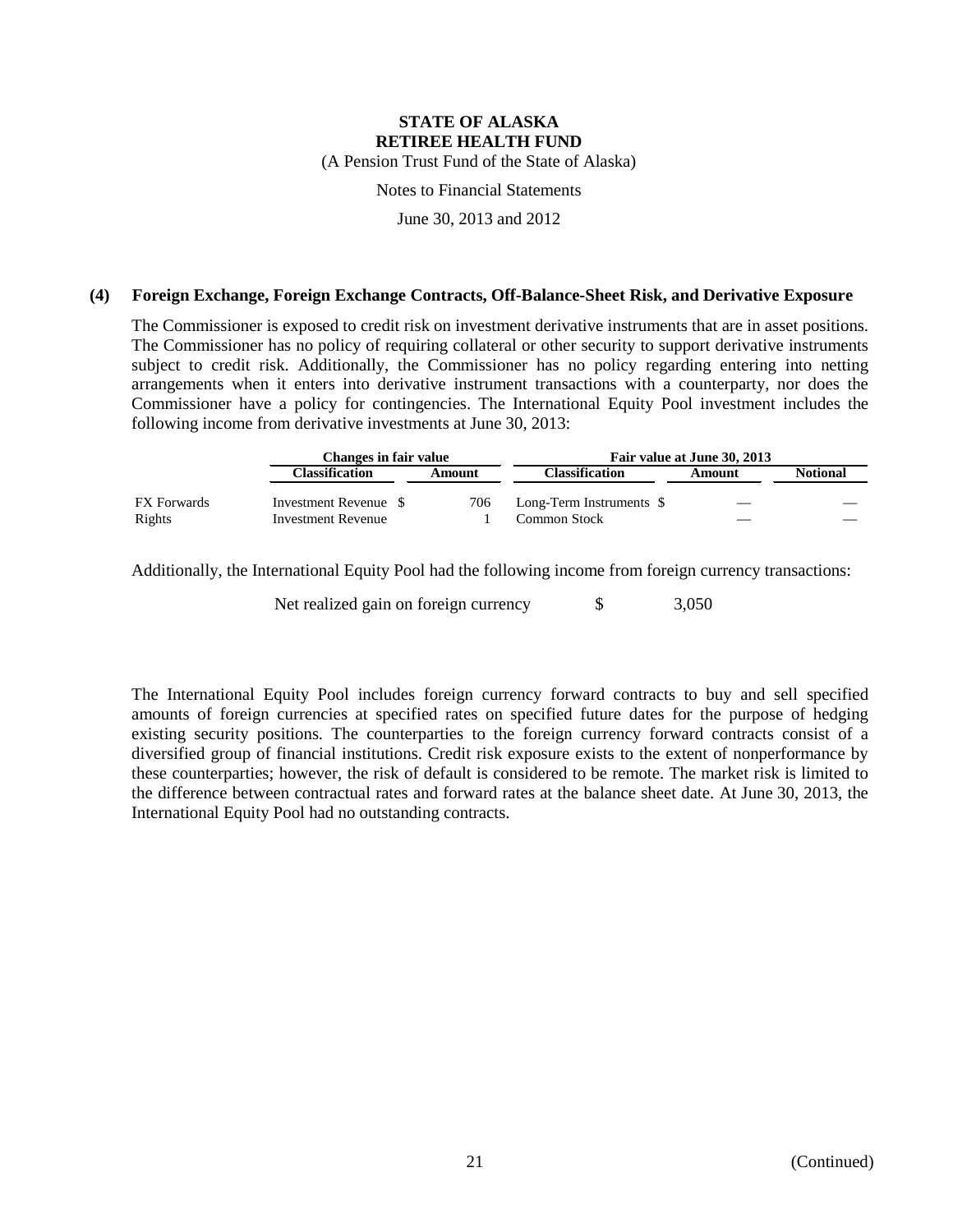**STATE OF ALASKA**
**RETIREE HEALTH FUND**
(A Pension Trust Fund of the State of Alaska)

Notes to Financial Statements

June 30, 2013 and 2012

## (4) Foreign Exchange, Foreign Exchange Contracts, Off-Balance-Sheet Risk, and Derivative Exposure

The Commissioner is exposed to credit risk on investment derivative instruments that are in asset positions. The Commissioner has no policy of requiring collateral or other security to support derivative instruments subject to credit risk. Additionally, the Commissioner has no policy regarding entering into netting arrangements when it enters into derivative instrument transactions with a counterparty, nor does the Commissioner have a policy for contingencies. The International Equity Pool investment includes the following income from derivative investments at June 30, 2013:

| | Changes in fair value | | Fair value at June 30, 2013 | | |
|---|---|---|---|---|---|
| | **Classification** | **Amount** | **Classification** | **Amount** | **Notional** |
| FX Forwards | Investment Revenue | $ 706 | Long-Term Instruments | $ — | — |
| Rights | Investment Revenue | 1 | Common Stock | — | — |

Additionally, the International Equity Pool had the following income from foreign currency transactions:

| | |
|---|---|
| Net realized gain on foreign currency | $ 3,050 |

The International Equity Pool includes foreign currency forward contracts to buy and sell specified amounts of foreign currencies at specified rates on specified future dates for the purpose of hedging existing security positions. The counterparties to the foreign currency forward contracts consist of a diversified group of financial institutions. Credit risk exposure exists to the extent of nonperformance by these counterparties; however, the risk of default is considered to be remote. The market risk is limited to the difference between contractual rates and forward rates at the balance sheet date. At June 30, 2013, the International Equity Pool had no outstanding contracts.

(Continued)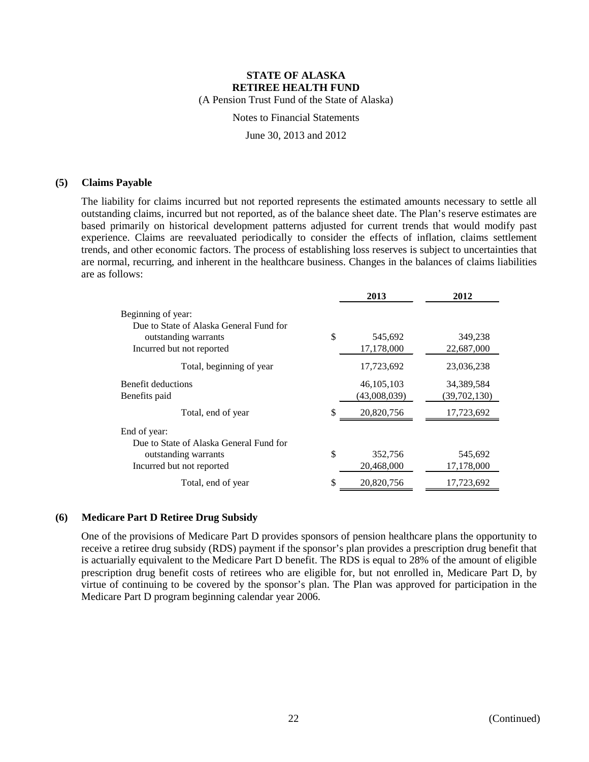**STATE OF ALASKA**
**RETIREE HEALTH FUND**
(A Pension Trust Fund of the State of Alaska)

Notes to Financial Statements

June 30, 2013 and 2012

## (5) Claims Payable

The liability for claims incurred but not reported represents the estimated amounts necessary to settle all outstanding claims, incurred but not reported, as of the balance sheet date. The Plan's reserve estimates are based primarily on historical development patterns adjusted for current trends that would modify past experience. Claims are reevaluated periodically to consider the effects of inflation, claims settlement trends, and other economic factors. The process of establishing loss reserves is subject to uncertainties that are normal, recurring, and inherent in the healthcare business. Changes in the balances of claims liabilities are as follows:

| | | 2013 | 2012 |
|---|---|---|---|
| Beginning of year: | | | |
| Due to State of Alaska General Fund for outstanding warrants | $ | 545,692 | 349,238 |
| Incurred but not reported | | 17,178,000 | 22,687,000 |
| Total, beginning of year | | 17,723,692 | 23,036,238 |
| Benefit deductions | | 46,105,103 | 34,389,584 |
| Benefits paid | | (43,008,039) | (39,702,130) |
| Total, end of year | $ | 20,820,756 | 17,723,692 |
| End of year: | | | |
| Due to State of Alaska General Fund for outstanding warrants | $ | 352,756 | 545,692 |
| Incurred but not reported | | 20,468,000 | 17,178,000 |
| Total, end of year | $ | 20,820,756 | 17,723,692 |

## (6) Medicare Part D Retiree Drug Subsidy

One of the provisions of Medicare Part D provides sponsors of pension healthcare plans the opportunity to receive a retiree drug subsidy (RDS) payment if the sponsor's plan provides a prescription drug benefit that is actuarially equivalent to the Medicare Part D benefit. The RDS is equal to 28% of the amount of eligible prescription drug benefit costs of retirees who are eligible for, but not enrolled in, Medicare Part D, by virtue of continuing to be covered by the sponsor's plan. The Plan was approved for participation in the Medicare Part D program beginning calendar year 2006.

(Continued)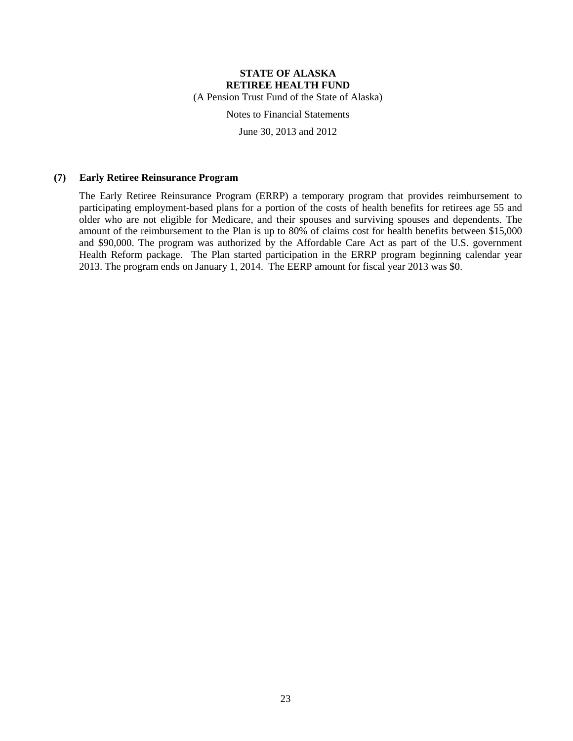# STATE OF ALASKA
# RETIREE HEALTH FUND

(A Pension Trust Fund of the State of Alaska)

Notes to Financial Statements

June 30, 2013 and 2012

## (7) Early Retiree Reinsurance Program

The Early Retiree Reinsurance Program (ERRP) a temporary program that provides reimbursement to participating employment-based plans for a portion of the costs of health benefits for retirees age 55 and older who are not eligible for Medicare, and their spouses and surviving spouses and dependents. The amount of the reimbursement to the Plan is up to 80% of claims cost for health benefits between $15,000 and $90,000. The program was authorized by the Affordable Care Act as part of the U.S. government Health Reform package. The Plan started participation in the ERRP program beginning calendar year 2013. The program ends on January 1, 2014. The EERP amount for fiscal year 2013 was $0.